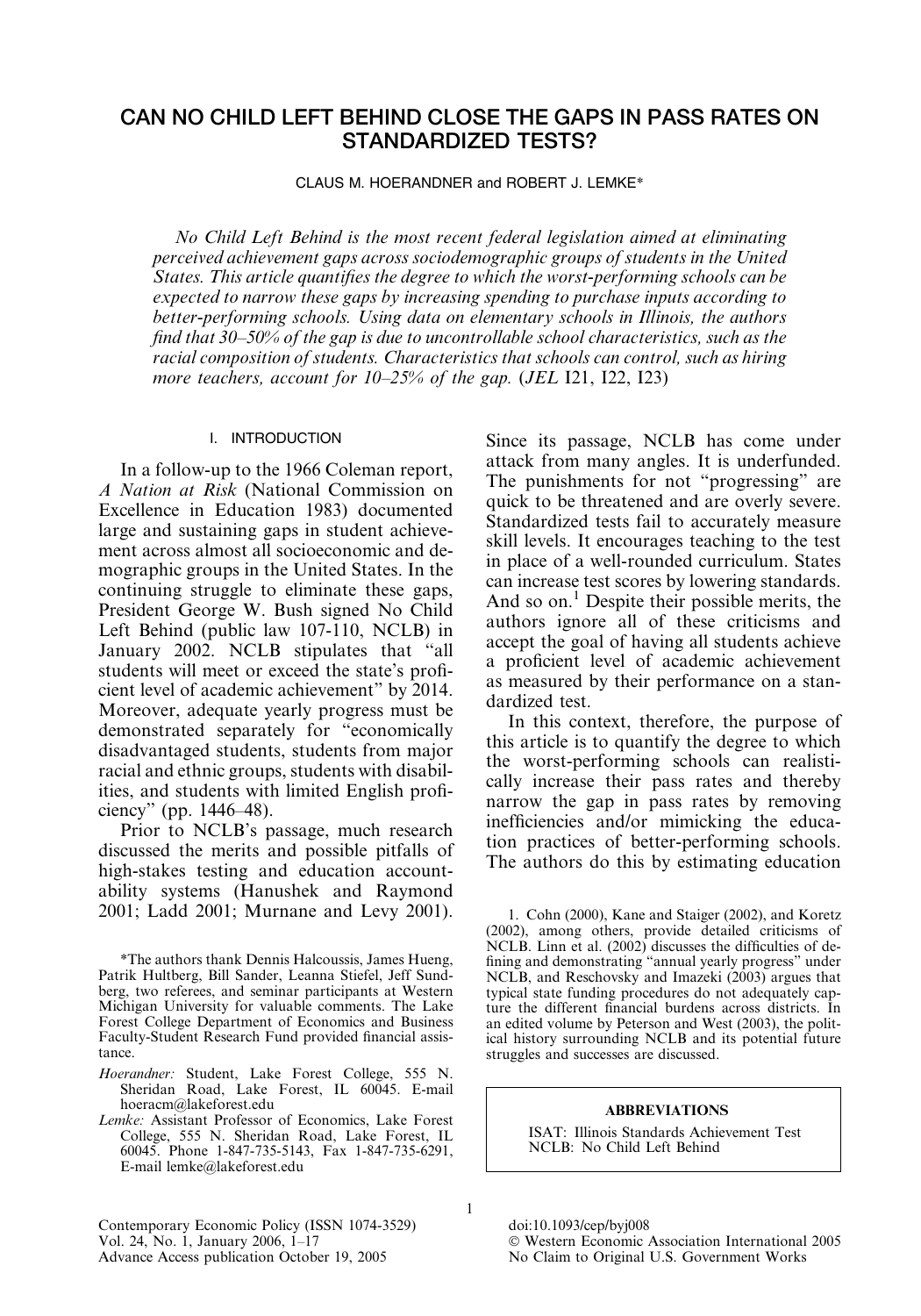# CAN NO CHILD LEFT BEHIND CLOSE THE GAPS IN PASS RATES ON STANDARDIZED TESTS?

CLAUS M. HOERANDNER and ROBERT J. LEMKE*

*No Child Left Behind is the most recent federal legislation aimed at eliminating perceived achievement gaps across sociodemographic groups of students in the United States. This article quantifies the degree to which the worst-performing schools can be expected to narrow these gaps by increasing spending to purchase inputs according to better-performing schools. Using data on elementary schools in Illinois, the authors find that 30–50% of the gap is due to uncontrollable school characteristics, such as the racial composition of students. Characteristics that schools can control, such as hiring more teachers, account for 10–25% of the gap.* (*JEL* I21, I22, I23)

## I. INTRODUCTION

In a follow-up to the 1966 Coleman report, *A Nation at Risk* (National Commission on Excellence in Education 1983) documented large and sustaining gaps in student achievement across almost all socioeconomic and demographic groups in the United States. In the continuing struggle to eliminate these gaps, President George W. Bush signed No Child Left Behind (public law 107-110, NCLB) in January 2002. NCLB stipulates that "all students will meet or exceed the state's proficient level of academic achievement" by 2014. Moreover, adequate yearly progress must be demonstrated separately for "economically disadvantaged students, students from major racial and ethnic groups, students with disabilities, and students with limited English proficiency" (pp. 1446–48).

Prior to NCLB's passage, much research discussed the merits and possible pitfalls of high-stakes testing and education accountability systems (Hanushek and Raymond 2001; Ladd 2001; Murnane and Levy 2001). Since its passage, NCLB has come under attack from many angles. It is underfunded. The punishments for not "progressing" are quick to be threatened and are overly severe. Standardized tests fail to accurately measure skill levels. It encourages teaching to the test in place of a well-rounded curriculum. States can increase test scores by lowering standards. And so on.[1] Despite their possible merits, the authors ignore all of these criticisms and accept the goal of having all students achieve a proficient level of academic achievement as measured by their performance on a standardized test.

In this context, therefore, the purpose of this article is to quantify the degree to which the worst-performing schools can realistically increase their pass rates and thereby narrow the gap in pass rates by removing inefficiencies and/or mimicking the education practices of better-performing schools. The authors do this by estimating education

1. Cohn (2000), Kane and Staiger (2002), and Koretz (2002), among others, provide detailed criticisms of NCLB. Linn et al. (2002) discusses the difficulties of defining and demonstrating "annual yearly progress" under NCLB, and Reschovsky and Imazeki (2003) argues that typical state funding procedures do not adequately capture the different financial burdens across districts. In an edited volume by Peterson and West (2003), the political history surrounding NCLB and its potential future struggles and successes are discussed.

*The authors thank Dennis Halcoussis, James Hueng, Patrik Hultberg, Bill Sander, Leanna Stiefel, Jeff Sundberg, two referees, and seminar participants at Western Michigan University for valuable comments. The Lake Forest College Department of Economics and Business Faculty-Student Research Fund provided financial assistance.

*Hoerandner:* Student, Lake Forest College, 555 N. Sheridan Road, Lake Forest, IL 60045. E-mail hoeracm@lakeforest.edu

*Lemke:* Assistant Professor of Economics, Lake Forest College, 555 N. Sheridan Road, Lake Forest, IL 60045. Phone 1-847-735-5143, Fax 1-847-735-6291, E-mail lemke@lakeforest.edu

**ABBREVIATIONS**

ISAT: Illinois Standards Achievement Test
NCLB: No Child Left Behind

Contemporary Economic Policy (ISSN 1074-3529)
Vol. 24, No. 1, January 2006, 1–17
Advance Access publication October 19, 2005

doi:10.1093/cep/byj008
© Western Economic Association International 2005
No Claim to Original U.S. Government Works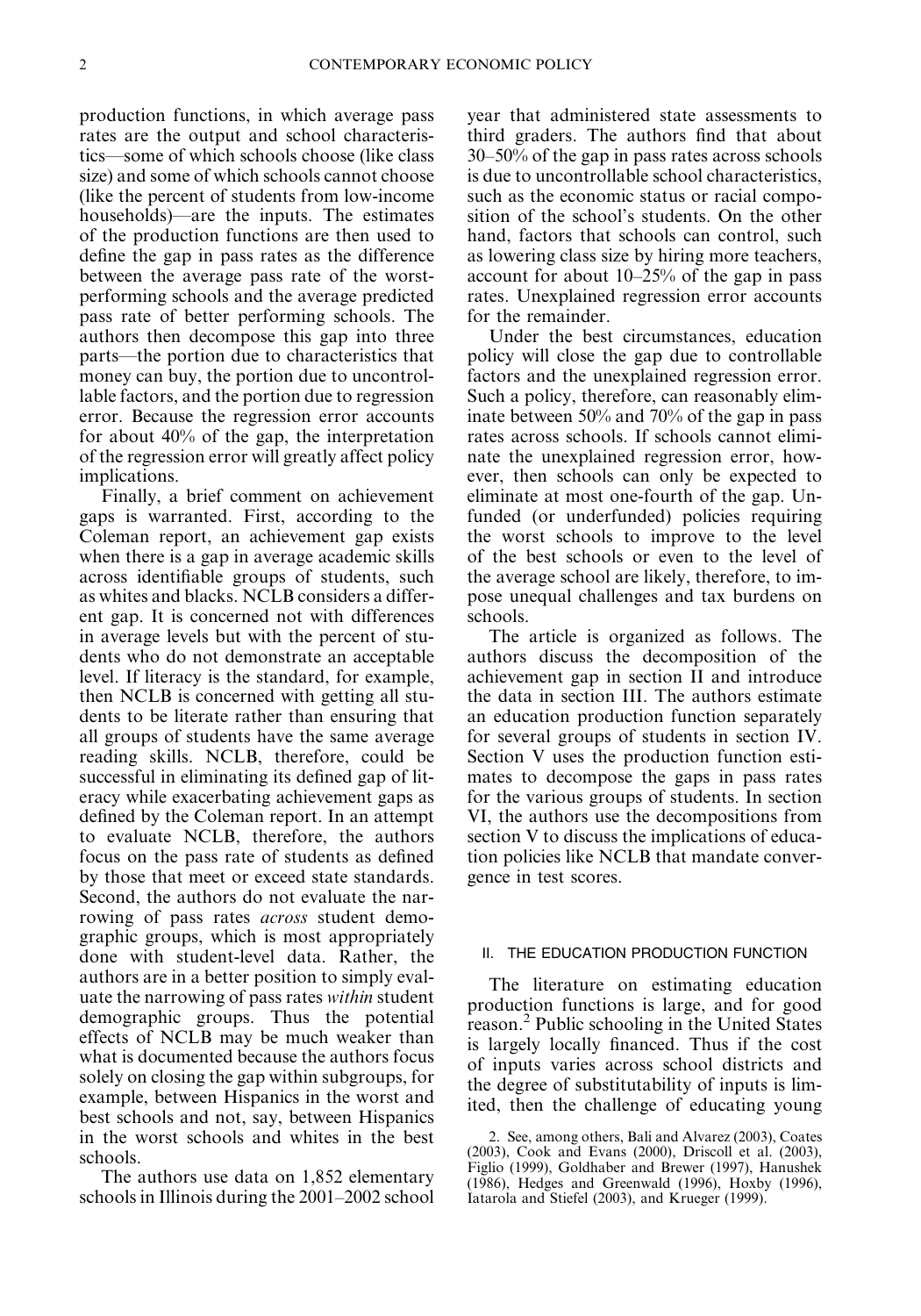production functions, in which average pass rates are the output and school characteristics—some of which schools choose (like class size) and some of which schools cannot choose (like the percent of students from low-income households)—are the inputs. The estimates of the production functions are then used to define the gap in pass rates as the difference between the average pass rate of the worst-performing schools and the average predicted pass rate of better performing schools. The authors then decompose this gap into three parts—the portion due to characteristics that money can buy, the portion due to uncontrollable factors, and the portion due to regression error. Because the regression error accounts for about 40% of the gap, the interpretation of the regression error will greatly affect policy implications.

Finally, a brief comment on achievement gaps is warranted. First, according to the Coleman report, an achievement gap exists when there is a gap in average academic skills across identifiable groups of students, such as whites and blacks. NCLB considers a different gap. It is concerned not with differences in average levels but with the percent of students who do not demonstrate an acceptable level. If literacy is the standard, for example, then NCLB is concerned with getting all students to be literate rather than ensuring that all groups of students have the same average reading skills. NCLB, therefore, could be successful in eliminating its defined gap of literacy while exacerbating achievement gaps as defined by the Coleman report. In an attempt to evaluate NCLB, therefore, the authors focus on the pass rate of students as defined by those that meet or exceed state standards. Second, the authors do not evaluate the narrowing of pass rates *across* student demographic groups, which is most appropriately done with student-level data. Rather, the authors are in a better position to simply evaluate the narrowing of pass rates *within* student demographic groups. Thus the potential effects of NCLB may be much weaker than what is documented because the authors focus solely on closing the gap within subgroups, for example, between Hispanics in the worst and best schools and not, say, between Hispanics in the worst schools and whites in the best schools.

The authors use data on 1,852 elementary schools in Illinois during the 2001–2002 school year that administered state assessments to third graders. The authors find that about 30–50% of the gap in pass rates across schools is due to uncontrollable school characteristics, such as the economic status or racial composition of the school's students. On the other hand, factors that schools can control, such as lowering class size by hiring more teachers, account for about 10–25% of the gap in pass rates. Unexplained regression error accounts for the remainder.

Under the best circumstances, education policy will close the gap due to controllable factors and the unexplained regression error. Such a policy, therefore, can reasonably eliminate between 50% and 70% of the gap in pass rates across schools. If schools cannot eliminate the unexplained regression error, however, then schools can only be expected to eliminate at most one-fourth of the gap. Unfunded (or underfunded) policies requiring the worst schools to improve to the level of the best schools or even to the level of the average school are likely, therefore, to impose unequal challenges and tax burdens on schools.

The article is organized as follows. The authors discuss the decomposition of the achievement gap in section II and introduce the data in section III. The authors estimate an education production function separately for several groups of students in section IV. Section V uses the production function estimates to decompose the gaps in pass rates for the various groups of students. In section VI, the authors use the decompositions from section V to discuss the implications of education policies like NCLB that mandate convergence in test scores.

## II. THE EDUCATION PRODUCTION FUNCTION

The literature on estimating education production functions is large, and for good reason.[2] Public schooling in the United States is largely locally financed. Thus if the cost of inputs varies across school districts and the degree of substitutability of inputs is limited, then the challenge of educating young

2. See, among others, Bali and Alvarez (2003), Coates (2003), Cook and Evans (2000), Driscoll et al. (2003), Figlio (1999), Goldhaber and Brewer (1997), Hanushek (1986), Hedges and Greenwald (1996), Hoxby (1996), Iatarola and Stiefel (2003), and Krueger (1999).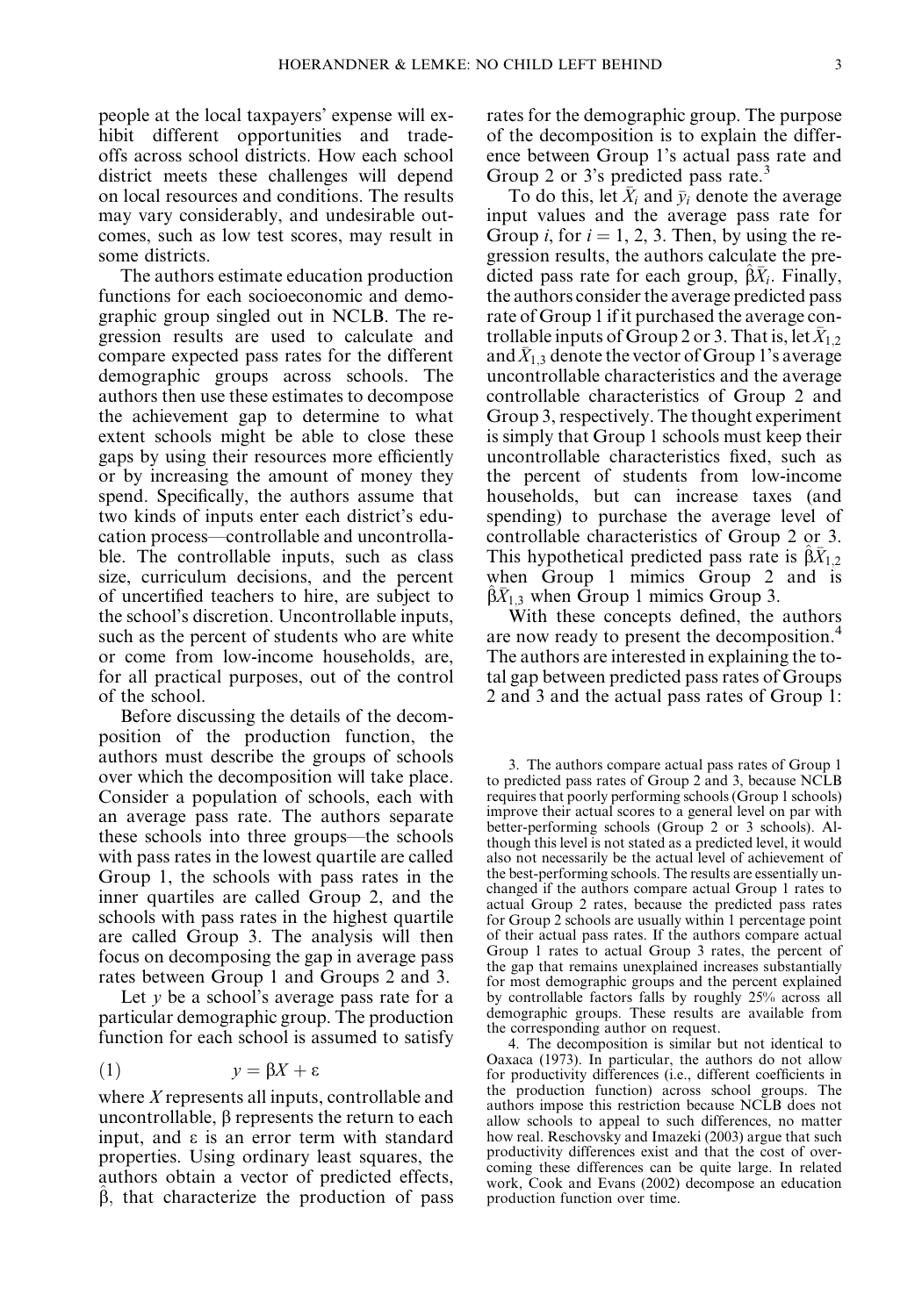people at the local taxpayers' expense will exhibit different opportunities and tradeoffs across school districts. How each school district meets these challenges will depend on local resources and conditions. The results may vary considerably, and undesirable outcomes, such as low test scores, may result in some districts.

The authors estimate education production functions for each socioeconomic and demographic group singled out in NCLB. The regression results are used to calculate and compare expected pass rates for the different demographic groups across schools. The authors then use these estimates to decompose the achievement gap to determine to what extent schools might be able to close these gaps by using their resources more efficiently or by increasing the amount of money they spend. Specifically, the authors assume that two kinds of inputs enter each district's education process—controllable and uncontrollable. The controllable inputs, such as class size, curriculum decisions, and the percent of uncertified teachers to hire, are subject to the school's discretion. Uncontrollable inputs, such as the percent of students who are white or come from low-income households, are, for all practical purposes, out of the control of the school.

Before discussing the details of the decomposition of the production function, the authors must describe the groups of schools over which the decomposition will take place. Consider a population of schools, each with an average pass rate. The authors separate these schools into three groups—the schools with pass rates in the lowest quartile are called Group 1, the schools with pass rates in the inner quartiles are called Group 2, and the schools with pass rates in the highest quartile are called Group 3. The analysis will then focus on decomposing the gap in average pass rates between Group 1 and Groups 2 and 3.

Let $y$ be a school's average pass rate for a particular demographic group. The production function for each school is assumed to satisfy

$$(1) \qquad y = \beta X + \varepsilon$$

where $X$ represents all inputs, controllable and uncontrollable, $\beta$ represents the return to each input, and $\varepsilon$ is an error term with standard properties. Using ordinary least squares, the authors obtain a vector of predicted effects, $\hat{\beta}$, that characterize the production of pass rates for the demographic group. The purpose of the decomposition is to explain the difference between Group 1's actual pass rate and Group 2 or 3's predicted pass rate.[3]

To do this, let $\bar{X}_i$ and $\bar{y}_i$ denote the average input values and the average pass rate for Group $i$, for $i = 1, 2, 3$. Then, by using the regression results, the authors calculate the predicted pass rate for each group, $\hat{\beta}\bar{X}_i$. Finally, the authors consider the average predicted pass rate of Group 1 if it purchased the average controllable inputs of Group 2 or 3. That is, let $\bar{X}_{1,2}$ and $\bar{X}_{1,3}$ denote the vector of Group 1's average uncontrollable characteristics and the average controllable characteristics of Group 2 and Group 3, respectively. The thought experiment is simply that Group 1 schools must keep their uncontrollable characteristics fixed, such as the percent of students from low-income households, but can increase taxes (and spending) to purchase the average level of controllable characteristics of Group 2 or 3. This hypothetical predicted pass rate is $\hat{\beta}\bar{X}_{1,2}$ when Group 1 mimics Group 2 and is $\hat{\beta}\bar{X}_{1,3}$ when Group 1 mimics Group 3.

With these concepts defined, the authors are now ready to present the decomposition.[4] The authors are interested in explaining the total gap between predicted pass rates of Groups 2 and 3 and the actual pass rates of Group 1:

---

3. The authors compare actual pass rates of Group 1 to predicted pass rates of Group 2 and 3, because NCLB requires that poorly performing schools (Group 1 schools) improve their actual scores to a general level on par with better-performing schools (Group 2 or 3 schools). Although this level is not stated as a predicted level, it would also not necessarily be the actual level of achievement of the best-performing schools. The results are essentially unchanged if the authors compare actual Group 1 rates to actual Group 2 rates, because the predicted pass rates for Group 2 schools are usually within 1 percentage point of their actual pass rates. If the authors compare actual Group 1 rates to actual Group 3 rates, the percent of the gap that remains unexplained increases substantially for most demographic groups and the percent explained by controllable factors falls by roughly 25% across all demographic groups. These results are available from the corresponding author on request.

4. The decomposition is similar but not identical to Oaxaca (1973). In particular, the authors do not allow for productivity differences (i.e., different coefficients in the production function) across school groups. The authors impose this restriction because NCLB does not allow schools to appeal to such differences, no matter how real. Reschovsky and Imazeki (2003) argue that such productivity differences exist and that the cost of overcoming these differences can be quite large. In related work, Cook and Evans (2002) decompose an education production function over time.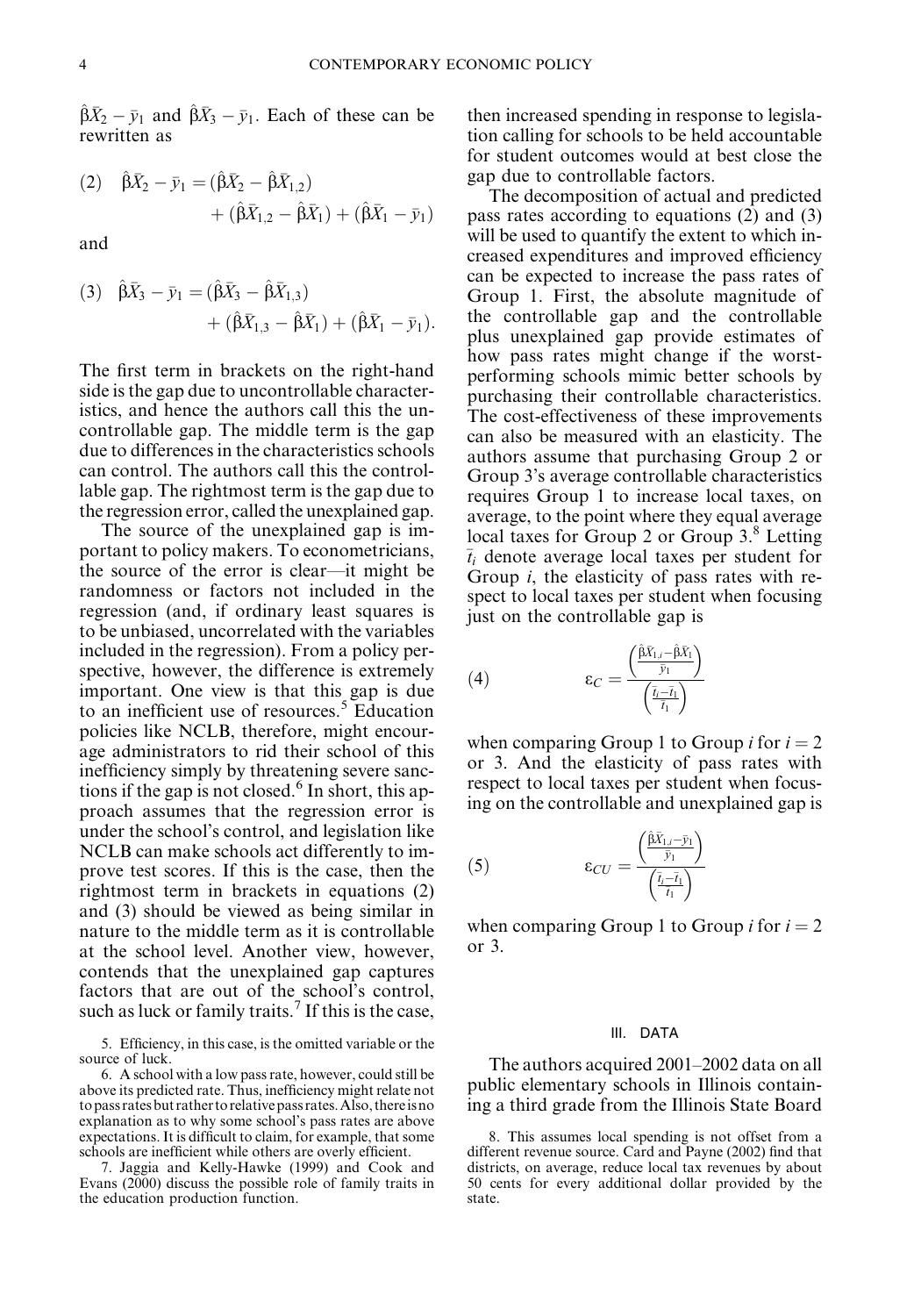$\hat{\beta}\bar{X}_2 - \bar{y}_1$ and $\hat{\beta}\bar{X}_3 - \bar{y}_1$. Each of these can be rewritten as

$$(2) \quad \hat{\beta}\bar{X}_2 - \bar{y}_1 = (\hat{\beta}\bar{X}_2 - \hat{\beta}\bar{X}_{1,2}) + (\hat{\beta}\bar{X}_{1,2} - \hat{\beta}\bar{X}_1) + (\hat{\beta}\bar{X}_1 - \bar{y}_1)$$

and

$$(3) \quad \hat{\beta}\bar{X}_3 - \bar{y}_1 = (\hat{\beta}\bar{X}_3 - \hat{\beta}\bar{X}_{1,3}) + (\hat{\beta}\bar{X}_{1,3} - \hat{\beta}\bar{X}_1) + (\hat{\beta}\bar{X}_1 - \bar{y}_1).$$

The first term in brackets on the right-hand side is the gap due to uncontrollable characteristics, and hence the authors call this the uncontrollable gap. The middle term is the gap due to differences in the characteristics schools can control. The authors call this the controllable gap. The rightmost term is the gap due to the regression error, called the unexplained gap.

The source of the unexplained gap is important to policy makers. To econometricians, the source of the error is clear—it might be randomness or factors not included in the regression (and, if ordinary least squares is to be unbiased, uncorrelated with the variables included in the regression). From a policy perspective, however, the difference is extremely important. One view is that this gap is due to an inefficient use of resources.[5] Education policies like NCLB, therefore, might encourage administrators to rid their school of this inefficiency simply by threatening severe sanctions if the gap is not closed.[6] In short, this approach assumes that the regression error is under the school's control, and legislation like NCLB can make schools act differently to improve test scores. If this is the case, then the rightmost term in brackets in equations (2) and (3) should be viewed as being similar in nature to the middle term as it is controllable at the school level. Another view, however, contends that the unexplained gap captures factors that are out of the school's control, such as luck or family traits.[7] If this is the case, then increased spending in response to legislation calling for schools to be held accountable for student outcomes would at best close the gap due to controllable factors.

The decomposition of actual and predicted pass rates according to equations (2) and (3) will be used to quantify the extent to which increased expenditures and improved efficiency can be expected to increase the pass rates of Group 1. First, the absolute magnitude of the controllable gap and the controllable plus unexplained gap provide estimates of how pass rates might change if the worst-performing schools mimic better schools by purchasing their controllable characteristics. The cost-effectiveness of these improvements can also be measured with an elasticity. The authors assume that purchasing Group 2 or Group 3's average controllable characteristics requires Group 1 to increase local taxes, on average, to the point where they equal average local taxes for Group 2 or Group 3.[8] Letting $\bar{t}_i$ denote average local taxes per student for Group $i$, the elasticity of pass rates with respect to local taxes per student when focusing just on the controllable gap is

$$(4) \qquad \varepsilon_C = \frac{\left(\frac{\hat{\beta}\bar{X}_{1,i} - \hat{\beta}\bar{X}_1}{\bar{y}_1}\right)}{\left(\frac{\bar{t}_i - \bar{t}_1}{\bar{t}_1}\right)}$$

when comparing Group 1 to Group $i$ for $i = 2$ or 3. And the elasticity of pass rates with respect to local taxes per student when focusing on the controllable and unexplained gap is

$$(5) \qquad \varepsilon_{CU} = \frac{\left(\frac{\hat{\beta}\bar{X}_{1,i} - \bar{y}_1}{\bar{y}_1}\right)}{\left(\frac{\bar{t}_i - \bar{t}_1}{\bar{t}_1}\right)}$$

when comparing Group 1 to Group $i$ for $i = 2$ or 3.

## III. DATA

The authors acquired 2001–2002 data on all public elementary schools in Illinois containing a third grade from the Illinois State Board

5. Efficiency, in this case, is the omitted variable or the source of luck.

6. A school with a low pass rate, however, could still be above its predicted rate. Thus, inefficiency might relate not to pass rates but rather to relative pass rates. Also, there is no explanation as to why some school's pass rates are above expectations. It is difficult to claim, for example, that some schools are inefficient while others are overly efficient.

7. Jaggia and Kelly-Hawke (1999) and Cook and Evans (2000) discuss the possible role of family traits in the education production function.

8. This assumes local spending is not offset from a different revenue source. Card and Payne (2002) find that districts, on average, reduce local tax revenues by about 50 cents for every additional dollar provided by the state.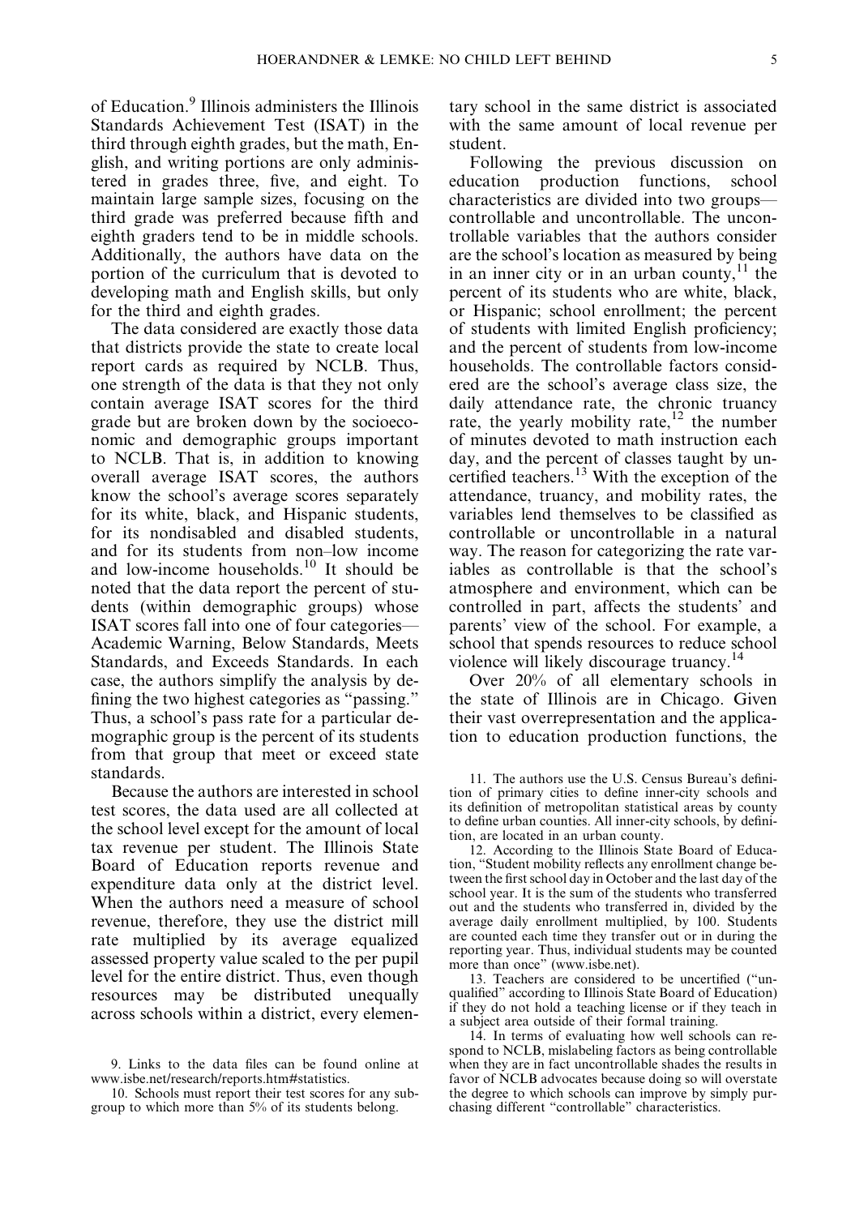of Education.[9] Illinois administers the Illinois Standards Achievement Test (ISAT) in the third through eighth grades, but the math, English, and writing portions are only administered in grades three, five, and eight. To maintain large sample sizes, focusing on the third grade was preferred because fifth and eighth graders tend to be in middle schools. Additionally, the authors have data on the portion of the curriculum that is devoted to developing math and English skills, but only for the third and eighth grades.

The data considered are exactly those data that districts provide the state to create local report cards as required by NCLB. Thus, one strength of the data is that they not only contain average ISAT scores for the third grade but are broken down by the socioeconomic and demographic groups important to NCLB. That is, in addition to knowing overall average ISAT scores, the authors know the school's average scores separately for its white, black, and Hispanic students, for its nondisabled and disabled students, and for its students from non–low income and low-income households.[10] It should be noted that the data report the percent of students (within demographic groups) whose ISAT scores fall into one of four categories—Academic Warning, Below Standards, Meets Standards, and Exceeds Standards. In each case, the authors simplify the analysis by defining the two highest categories as "passing." Thus, a school's pass rate for a particular demographic group is the percent of its students from that group that meet or exceed state standards.

Because the authors are interested in school test scores, the data used are all collected at the school level except for the amount of local tax revenue per student. The Illinois State Board of Education reports revenue and expenditure data only at the district level. When the authors need a measure of school revenue, therefore, they use the district mill rate multiplied by its average equalized assessed property value scaled to the per pupil level for the entire district. Thus, even though resources may be distributed unequally across schools within a district, every elementary school in the same district is associated with the same amount of local revenue per student.

Following the previous discussion on education production functions, school characteristics are divided into two groups—controllable and uncontrollable. The uncontrollable variables that the authors consider are the school's location as measured by being in an inner city or in an urban county,[11] the percent of its students who are white, black, or Hispanic; school enrollment; the percent of students with limited English proficiency; and the percent of students from low-income households. The controllable factors considered are the school's average class size, the daily attendance rate, the chronic truancy rate, the yearly mobility rate,[12] the number of minutes devoted to math instruction each day, and the percent of classes taught by uncertified teachers.[13] With the exception of the attendance, truancy, and mobility rates, the variables lend themselves to be classified as controllable or uncontrollable in a natural way. The reason for categorizing the rate variables as controllable is that the school's atmosphere and environment, which can be controlled in part, affects the students' and parents' view of the school. For example, a school that spends resources to reduce school violence will likely discourage truancy.[14]

Over 20% of all elementary schools in the state of Illinois are in Chicago. Given their vast overrepresentation and the application to education production functions, the

9. Links to the data files can be found online at www.isbe.net/research/reports.htm#statistics.

10. Schools must report their test scores for any subgroup to which more than 5% of its students belong.

11. The authors use the U.S. Census Bureau's definition of primary cities to define inner-city schools and its definition of metropolitan statistical areas by county to define urban counties. All inner-city schools, by definition, are located in an urban county.

12. According to the Illinois State Board of Education, "Student mobility reflects any enrollment change between the first school day in October and the last day of the school year. It is the sum of the students who transferred out and the students who transferred in, divided by the average daily enrollment multiplied, by 100. Students are counted each time they transfer out or in during the reporting year. Thus, individual students may be counted more than once" (www.isbe.net).

13. Teachers are considered to be uncertified ("unqualified" according to Illinois State Board of Education) if they do not hold a teaching license or if they teach in a subject area outside of their formal training.

14. In terms of evaluating how well schools can respond to NCLB, mislabeling factors as being controllable when they are in fact uncontrollable shades the results in favor of NCLB advocates because doing so will overstate the degree to which schools can improve by simply purchasing different "controllable" characteristics.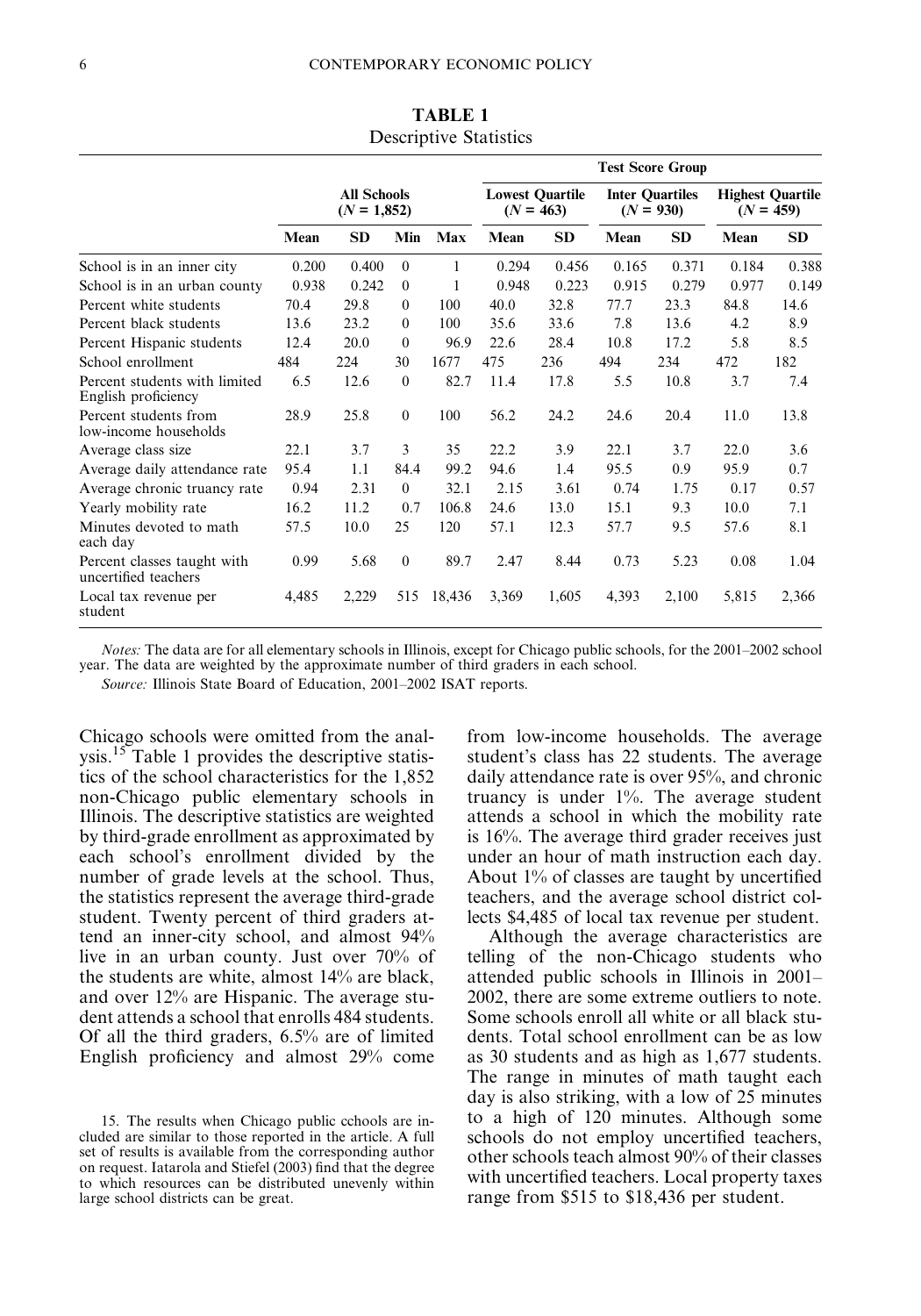**TABLE 1**
Descriptive Statistics

| | All Schools ($N$ = 1,852) | | | | Test Score Group | | | | | |
|---|---|---|---|---|---|---|---|---|---|---|
| | | | | | Lowest Quartile ($N$ = 463) | | Inter Quartiles ($N$ = 930) | | Highest Quartile ($N$ = 459) | |
| | Mean | SD | Min | Max | Mean | SD | Mean | SD | Mean | SD |
| School is in an inner city | 0.200 | 0.400 | 0 | 1 | 0.294 | 0.456 | 0.165 | 0.371 | 0.184 | 0.388 |
| School is in an urban county | 0.938 | 0.242 | 0 | 1 | 0.948 | 0.223 | 0.915 | 0.279 | 0.977 | 0.149 |
| Percent white students | 70.4 | 29.8 | 0 | 100 | 40.0 | 32.8 | 77.7 | 23.3 | 84.8 | 14.6 |
| Percent black students | 13.6 | 23.2 | 0 | 100 | 35.6 | 33.6 | 7.8 | 13.6 | 4.2 | 8.9 |
| Percent Hispanic students | 12.4 | 20.0 | 0 | 96.9 | 22.6 | 28.4 | 10.8 | 17.2 | 5.8 | 8.5 |
| School enrollment | 484 | 224 | 30 | 1677 | 475 | 236 | 494 | 234 | 472 | 182 |
| Percent students with limited English proficiency | 6.5 | 12.6 | 0 | 82.7 | 11.4 | 17.8 | 5.5 | 10.8 | 3.7 | 7.4 |
| Percent students from low-income households | 28.9 | 25.8 | 0 | 100 | 56.2 | 24.2 | 24.6 | 20.4 | 11.0 | 13.8 |
| Average class size | 22.1 | 3.7 | 3 | 35 | 22.2 | 3.9 | 22.1 | 3.7 | 22.0 | 3.6 |
| Average daily attendance rate | 95.4 | 1.1 | 84.4 | 99.2 | 94.6 | 1.4 | 95.5 | 0.9 | 95.9 | 0.7 |
| Average chronic truancy rate | 0.94 | 2.31 | 0 | 32.1 | 2.15 | 3.61 | 0.74 | 1.75 | 0.17 | 0.57 |
| Yearly mobility rate | 16.2 | 11.2 | 0.7 | 106.8 | 24.6 | 13.0 | 15.1 | 9.3 | 10.0 | 7.1 |
| Minutes devoted to math each day | 57.5 | 10.0 | 25 | 120 | 57.1 | 12.3 | 57.7 | 9.5 | 57.6 | 8.1 |
| Percent classes taught with uncertified teachers | 0.99 | 5.68 | 0 | 89.7 | 2.47 | 8.44 | 0.73 | 5.23 | 0.08 | 1.04 |
| Local tax revenue per student | 4,485 | 2,229 | 515 | 18,436 | 3,369 | 1,605 | 4,393 | 2,100 | 5,815 | 2,366 |

*Notes:* The data are for all elementary schools in Illinois, except for Chicago public schools, for the 2001–2002 school year. The data are weighted by the approximate number of third graders in each school.

*Source:* Illinois State Board of Education, 2001–2002 ISAT reports.

Chicago schools were omitted from the analysis.[15] Table 1 provides the descriptive statistics of the school characteristics for the 1,852 non-Chicago public elementary schools in Illinois. The descriptive statistics are weighted by third-grade enrollment as approximated by each school's enrollment divided by the number of grade levels at the school. Thus, the statistics represent the average third-grade student. Twenty percent of third graders attend an inner-city school, and almost 94% live in an urban county. Just over 70% of the students are white, almost 14% are black, and over 12% are Hispanic. The average student attends a school that enrolls 484 students. Of all the third graders, 6.5% are of limited English proficiency and almost 29% come from low-income households. The average student's class has 22 students. The average daily attendance rate is over 95%, and chronic truancy is under 1%. The average student attends a school in which the mobility rate is 16%. The average third grader receives just under an hour of math instruction each day. About 1% of classes are taught by uncertified teachers, and the average school district collects $4,485 of local tax revenue per student.

Although the average characteristics are telling of the non-Chicago students who attended public schools in Illinois in 2001–2002, there are some extreme outliers to note. Some schools enroll all white or all black students. Total school enrollment can be as low as 30 students and as high as 1,677 students. The range in minutes of math taught each day is also striking, with a low of 25 minutes to a high of 120 minutes. Although some schools do not employ uncertified teachers, other schools teach almost 90% of their classes with uncertified teachers. Local property taxes range from $515 to $18,436 per student.

15. The results when Chicago public cchools are included are similar to those reported in the article. A full set of results is available from the corresponding author on request. Iatarola and Stiefel (2003) find that the degree to which resources can be distributed unevenly within large school districts can be great.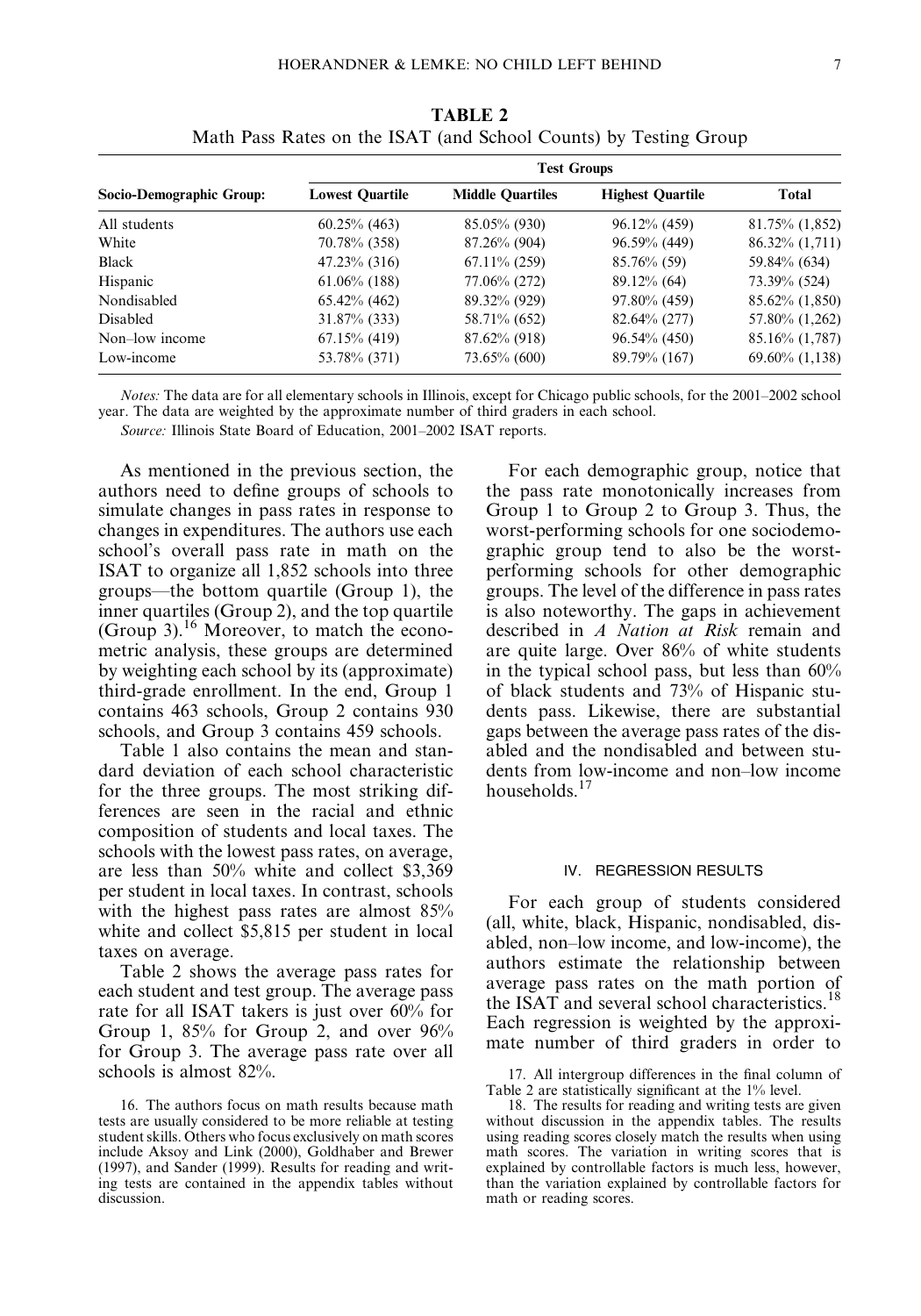**TABLE 2**
Math Pass Rates on the ISAT (and School Counts) by Testing Group

| Socio-Demographic Group: | Test Groups | | | |
|---|---|---|---|---|
| | Lowest Quartile | Middle Quartiles | Highest Quartile | Total |
| All students | 60.25% (463) | 85.05% (930) | 96.12% (459) | 81.75% (1,852) |
| White | 70.78% (358) | 87.26% (904) | 96.59% (449) | 86.32% (1,711) |
| Black | 47.23% (316) | 67.11% (259) | 85.76% (59) | 59.84% (634) |
| Hispanic | 61.06% (188) | 77.06% (272) | 89.12% (64) | 73.39% (524) |
| Nondisabled | 65.42% (462) | 89.32% (929) | 97.80% (459) | 85.62% (1,850) |
| Disabled | 31.87% (333) | 58.71% (652) | 82.64% (277) | 57.80% (1,262) |
| Non–low income | 67.15% (419) | 87.62% (918) | 96.54% (450) | 85.16% (1,787) |
| Low-income | 53.78% (371) | 73.65% (600) | 89.79% (167) | 69.60% (1,138) |

*Notes:* The data are for all elementary schools in Illinois, except for Chicago public schools, for the 2001–2002 school year. The data are weighted by the approximate number of third graders in each school.

*Source:* Illinois State Board of Education, 2001–2002 ISAT reports.

As mentioned in the previous section, the authors need to define groups of schools to simulate changes in pass rates in response to changes in expenditures. The authors use each school's overall pass rate in math on the ISAT to organize all 1,852 schools into three groups—the bottom quartile (Group 1), the inner quartiles (Group 2), and the top quartile (Group 3).[16] Moreover, to match the econometric analysis, these groups are determined by weighting each school by its (approximate) third-grade enrollment. In the end, Group 1 contains 463 schools, Group 2 contains 930 schools, and Group 3 contains 459 schools.

Table 1 also contains the mean and standard deviation of each school characteristic for the three groups. The most striking differences are seen in the racial and ethnic composition of students and local taxes. The schools with the lowest pass rates, on average, are less than 50% white and collect \$3,369 per student in local taxes. In contrast, schools with the highest pass rates are almost 85% white and collect \$5,815 per student in local taxes on average.

Table 2 shows the average pass rates for each student and test group. The average pass rate for all ISAT takers is just over 60% for Group 1, 85% for Group 2, and over 96% for Group 3. The average pass rate over all schools is almost 82%.

For each demographic group, notice that the pass rate monotonically increases from Group 1 to Group 2 to Group 3. Thus, the worst-performing schools for one sociodemographic group tend to also be the worst-performing schools for other demographic groups. The level of the difference in pass rates is also noteworthy. The gaps in achievement described in *A Nation at Risk* remain and are quite large. Over 86% of white students in the typical school pass, but less than 60% of black students and 73% of Hispanic students pass. Likewise, there are substantial gaps between the average pass rates of the disabled and the nondisabled and between students from low-income and non–low income households.[17]

## IV. REGRESSION RESULTS

For each group of students considered (all, white, black, Hispanic, nondisabled, disabled, non–low income, and low-income), the authors estimate the relationship between average pass rates on the math portion of the ISAT and several school characteristics.[18] Each regression is weighted by the approximate number of third graders in order to

16. The authors focus on math results because math tests are usually considered to be more reliable at testing student skills. Others who focus exclusively on math scores include Aksoy and Link (2000), Goldhaber and Brewer (1997), and Sander (1999). Results for reading and writing tests are contained in the appendix tables without discussion.

17. All intergroup differences in the final column of Table 2 are statistically significant at the 1% level.

18. The results for reading and writing tests are given without discussion in the appendix tables. The results using reading scores closely match the results when using math scores. The variation in writing scores that is explained by controllable factors is much less, however, than the variation explained by controllable factors for math or reading scores.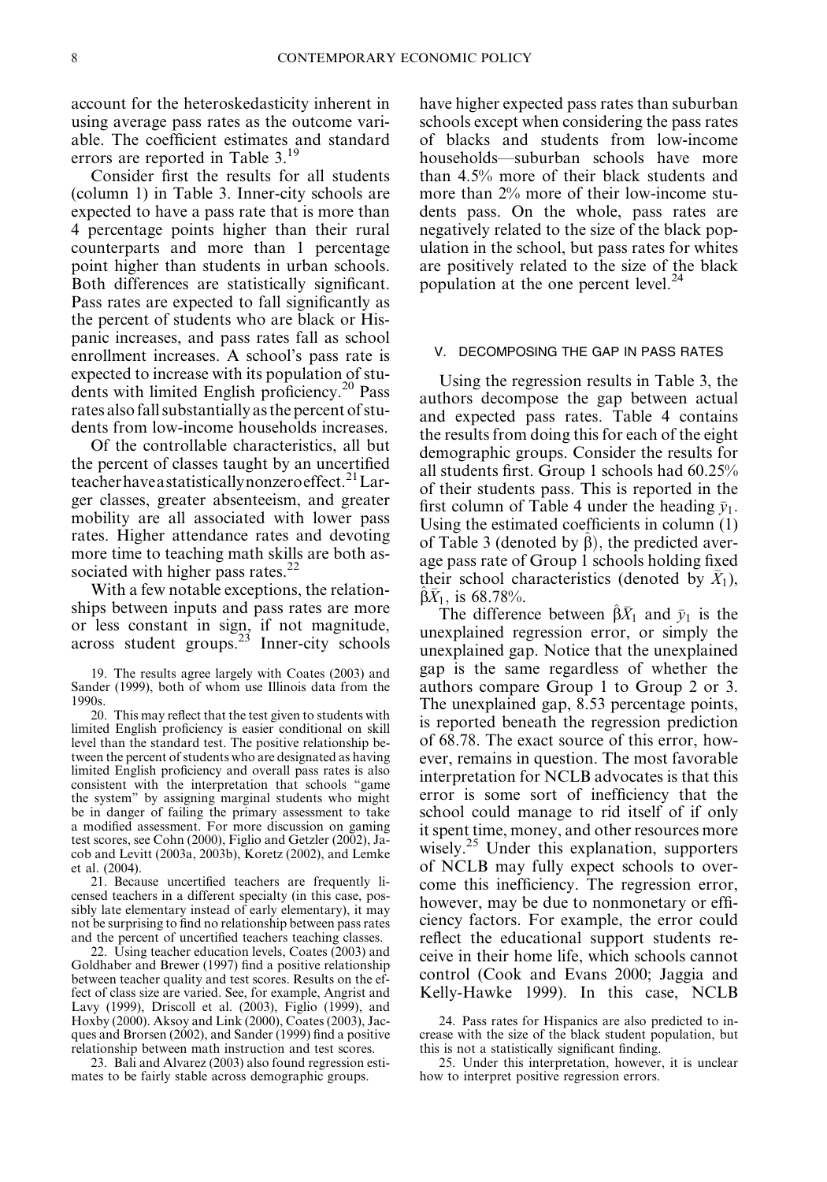account for the heteroskedasticity inherent in using average pass rates as the outcome variable. The coefficient estimates and standard errors are reported in Table 3.[19]

Consider first the results for all students (column 1) in Table 3. Inner-city schools are expected to have a pass rate that is more than 4 percentage points higher than their rural counterparts and more than 1 percentage point higher than students in urban schools. Both differences are statistically significant. Pass rates are expected to fall significantly as the percent of students who are black or Hispanic increases, and pass rates fall as school enrollment increases. A school's pass rate is expected to increase with its population of students with limited English proficiency.[20] Pass rates also fall substantially as the percent of students from low-income households increases.

Of the controllable characteristics, all but the percent of classes taught by an uncertified teacher have a statistically nonzero effect.[21] Larger classes, greater absenteeism, and greater mobility are all associated with lower pass rates. Higher attendance rates and devoting more time to teaching math skills are both associated with higher pass rates.[22]

With a few notable exceptions, the relationships between inputs and pass rates are more or less constant in sign, if not magnitude, across student groups.[23] Inner-city schools have higher expected pass rates than suburban schools except when considering the pass rates of blacks and students from low-income households—suburban schools have more than 4.5% more of their black students and more than 2% more of their low-income students pass. On the whole, pass rates are negatively related to the size of the black population in the school, but pass rates for whites are positively related to the size of the black population at the one percent level.[24]

## V. DECOMPOSING THE GAP IN PASS RATES

Using the regression results in Table 3, the authors decompose the gap between actual and expected pass rates. Table 4 contains the results from doing this for each of the eight demographic groups. Consider the results for all students first. Group 1 schools had 60.25% of their students pass. This is reported in the first column of Table 4 under the heading $\bar{y}_1$. Using the estimated coefficients in column (1) of Table 3 (denoted by $\hat{\beta}$), the predicted average pass rate of Group 1 schools holding fixed their school characteristics (denoted by $\bar{X}_1$), $\hat{\beta}\bar{X}_1$, is 68.78%.

The difference between $\hat{\beta}\bar{X}_1$ and $\bar{y}_1$ is the unexplained regression error, or simply the unexplained gap. Notice that the unexplained gap is the same regardless of whether the authors compare Group 1 to Group 2 or 3. The unexplained gap, 8.53 percentage points, is reported beneath the regression prediction of 68.78. The exact source of this error, however, remains in question. The most favorable interpretation for NCLB advocates is that this error is some sort of inefficiency that the school could manage to rid itself of if only it spent time, money, and other resources more wisely.[25] Under this explanation, supporters of NCLB may fully expect schools to overcome this inefficiency. The regression error, however, may be due to nonmonetary or efficiency factors. For example, the error could reflect the educational support students receive in their home life, which schools cannot control (Cook and Evans 2000; Jaggia and Kelly-Hawke 1999). In this case, NCLB

---

19. The results agree largely with Coates (2003) and Sander (1999), both of whom use Illinois data from the 1990s.

20. This may reflect that the test given to students with limited English proficiency is easier conditional on skill level than the standard test. The positive relationship between the percent of students who are designated as having limited English proficiency and overall pass rates is also consistent with the interpretation that schools "game the system" by assigning marginal students who might be in danger of failing the primary assessment to take a modified assessment. For more discussion on gaming test scores, see Cohn (2000), Figlio and Getzler (2002), Jacob and Levitt (2003a, 2003b), Koretz (2002), and Lemke et al. (2004).

21. Because uncertified teachers are frequently licensed teachers in a different specialty (in this case, possibly late elementary instead of early elementary), it may not be surprising to find no relationship between pass rates and the percent of uncertified teachers teaching classes.

22. Using teacher education levels, Coates (2003) and Goldhaber and Brewer (1997) find a positive relationship between teacher quality and test scores. Results on the effect of class size are varied. See, for example, Angrist and Lavy (1999), Driscoll et al. (2003), Figlio (1999), and Hoxby (2000). Aksoy and Link (2000), Coates (2003), Jacques and Brorsen (2002), and Sander (1999) find a positive relationship between math instruction and test scores.

23. Bali and Alvarez (2003) also found regression estimates to be fairly stable across demographic groups.

24. Pass rates for Hispanics are also predicted to increase with the size of the black student population, but this is not a statistically significant finding.

25. Under this interpretation, however, it is unclear how to interpret positive regression errors.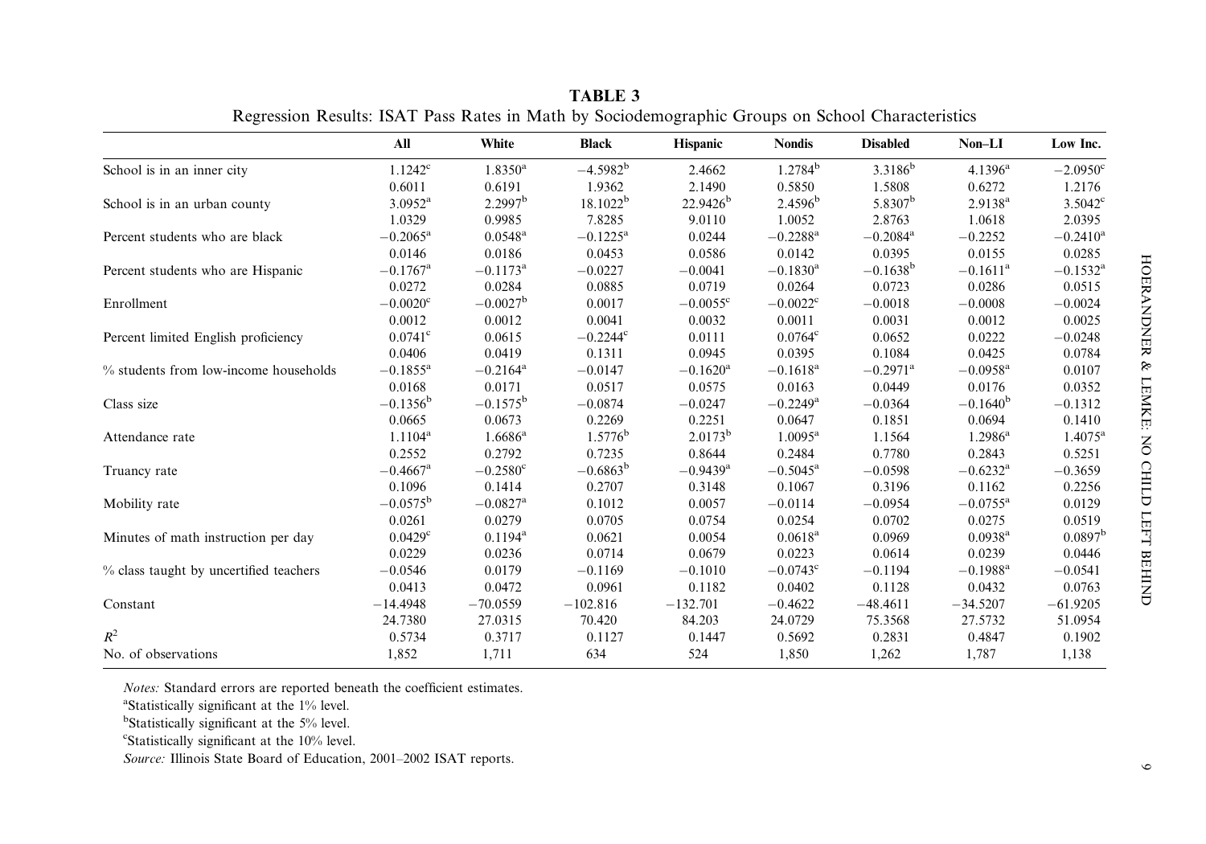**TABLE 3**

Regression Results: ISAT Pass Rates in Math by Sociodemographic Groups on School Characteristics

| | All | White | Black | Hispanic | Nondis | Disabled | Non–LI | Low Inc. |
|---|---|---|---|---|---|---|---|---|
| School is in an inner city | 1.1242[c] | 1.8350[a] | −4.5982[b] | 2.4662 | 1.2784[b] | 3.3186[b] | 4.1396[a] | −2.0950[c] |
| | 0.6011 | 0.6191 | 1.9362 | 2.1490 | 0.5850 | 1.5808 | 0.6272 | 1.2176 |
| School is in an urban county | 3.0952[a] | 2.2997[b] | 18.1022[b] | 22.9426[b] | 2.4596[b] | 5.8307[b] | 2.9138[a] | 3.5042[c] |
| | 1.0329 | 0.9985 | 7.8285 | 9.0110 | 1.0052 | 2.8763 | 1.0618 | 2.0395 |
| Percent students who are black | −0.2065[a] | 0.0548[a] | −0.1225[a] | 0.0244 | −0.2288[a] | −0.2084[a] | −0.2252 | −0.2410[a] |
| | 0.0146 | 0.0186 | 0.0453 | 0.0586 | 0.0142 | 0.0395 | 0.0155 | 0.0285 |
| Percent students who are Hispanic | −0.1767[a] | −0.1173[a] | −0.0227 | −0.0041 | −0.1830[a] | −0.1638[b] | −0.1611[a] | −0.1532[a] |
| | 0.0272 | 0.0284 | 0.0885 | 0.0719 | 0.0264 | 0.0723 | 0.0286 | 0.0515 |
| Enrollment | −0.0020[c] | −0.0027[b] | 0.0017 | −0.0055[c] | −0.0022[c] | −0.0018 | −0.0008 | −0.0024 |
| | 0.0012 | 0.0012 | 0.0041 | 0.0032 | 0.0011 | 0.0031 | 0.0012 | 0.0025 |
| Percent limited English proficiency | 0.0741[c] | 0.0615 | −0.2244[c] | 0.0111 | 0.0764[c] | 0.0652 | 0.0222 | −0.0248 |
| | 0.0406 | 0.0419 | 0.1311 | 0.0945 | 0.0395 | 0.1084 | 0.0425 | 0.0784 |
| % students from low-income households | −0.1855[a] | −0.2164[a] | −0.0147 | −0.1620[a] | −0.1618[a] | −0.2971[a] | −0.0958[a] | 0.0107 |
| | 0.0168 | 0.0171 | 0.0517 | 0.0575 | 0.0163 | 0.0449 | 0.0176 | 0.0352 |
| Class size | −0.1356[b] | −0.1575[b] | −0.0874 | −0.0247 | −0.2249[a] | −0.0364 | −0.1640[b] | −0.1312 |
| | 0.0665 | 0.0673 | 0.2269 | 0.2251 | 0.0647 | 0.1851 | 0.0694 | 0.1410 |
| Attendance rate | 1.1104[a] | 1.6686[a] | 1.5776[b] | 2.0173[b] | 1.0095[a] | 1.1564 | 1.2986[a] | 1.4075[a] |
| | 0.2552 | 0.2792 | 0.7235 | 0.8644 | 0.2484 | 0.7780 | 0.2843 | 0.5251 |
| Truancy rate | −0.4667[a] | −0.2580[c] | −0.6863[b] | −0.9439[a] | −0.5045[a] | −0.0598 | −0.6232[a] | −0.3659 |
| | 0.1096 | 0.1414 | 0.2707 | 0.3148 | 0.1067 | 0.3196 | 0.1162 | 0.2256 |
| Mobility rate | −0.0575[b] | −0.0827[a] | 0.1012 | 0.0057 | −0.0114 | −0.0954 | −0.0755[a] | 0.0129 |
| | 0.0261 | 0.0279 | 0.0705 | 0.0754 | 0.0254 | 0.0702 | 0.0275 | 0.0519 |
| Minutes of math instruction per day | 0.0429[c] | 0.1194[a] | 0.0621 | 0.0054 | 0.0618[a] | 0.0969 | 0.0938[a] | 0.0897[b] |
| | 0.0229 | 0.0236 | 0.0714 | 0.0679 | 0.0223 | 0.0614 | 0.0239 | 0.0446 |
| % class taught by uncertified teachers | −0.0546 | 0.0179 | −0.1169 | −0.1010 | −0.0743[c] | −0.1194 | −0.1988[a] | −0.0541 |
| | 0.0413 | 0.0472 | 0.0961 | 0.1182 | 0.0402 | 0.1128 | 0.0432 | 0.0763 |
| Constant | −14.4948 | −70.0559 | −102.816 | −132.701 | −0.4622 | −48.4611 | −34.5207 | −61.9205 |
| | 24.7380 | 27.0315 | 70.420 | 84.203 | 24.0729 | 75.3568 | 27.5732 | 51.0954 |
| $R^2$ | 0.5734 | 0.3717 | 0.1127 | 0.1447 | 0.5692 | 0.2831 | 0.4847 | 0.1902 |
| No. of observations | 1,852 | 1,711 | 634 | 524 | 1,850 | 1,262 | 1,787 | 1,138 |

*Notes:* Standard errors are reported beneath the coefficient estimates.

[a]Statistically significant at the 1% level.

[b]Statistically significant at the 5% level.

[c]Statistically significant at the 10% level.

*Source:* Illinois State Board of Education, 2001–2002 ISAT reports.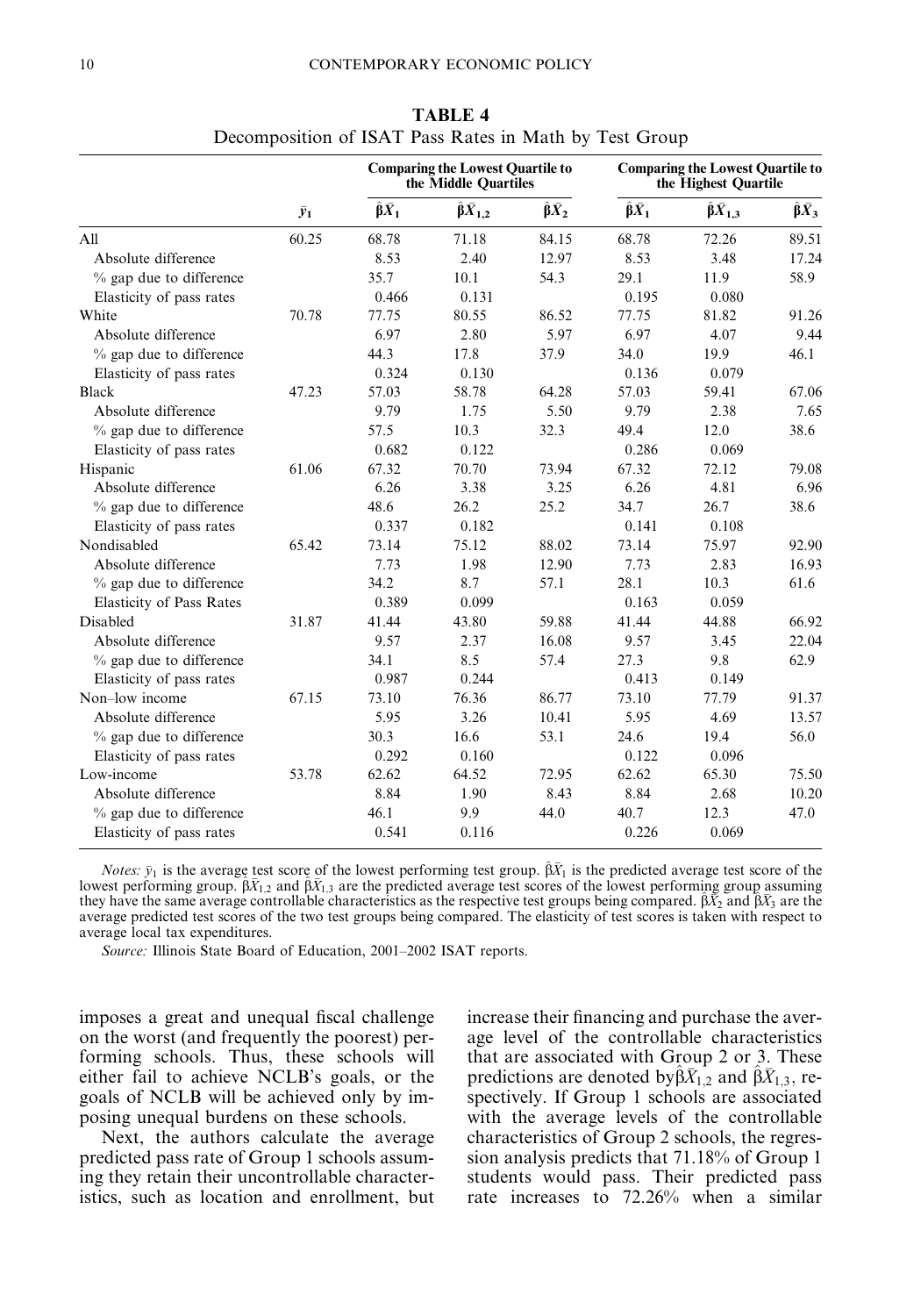**TABLE 4**
Decomposition of ISAT Pass Rates in Math by Test Group

| | | Comparing the Lowest Quartile to the Middle Quartiles | | | Comparing the Lowest Quartile to the Highest Quartile | | |
|---|---|---|---|---|---|---|---|
| | $\bar{y}_1$ | $\hat{\beta}\bar{X}_1$ | $\hat{\beta}\bar{X}_{1,2}$ | $\hat{\beta}\bar{X}_2$ | $\hat{\beta}\bar{X}_1$ | $\hat{\beta}\bar{X}_{1,3}$ | $\hat{\beta}\bar{X}_3$ |
| All | 60.25 | 68.78 | 71.18 | 84.15 | 68.78 | 72.26 | 89.51 |
| Absolute difference | | 8.53 | 2.40 | 12.97 | 8.53 | 3.48 | 17.24 |
| % gap due to difference | | 35.7 | 10.1 | 54.3 | 29.1 | 11.9 | 58.9 |
| Elasticity of pass rates | | 0.466 | 0.131 | | 0.195 | 0.080 | |
| White | 70.78 | 77.75 | 80.55 | 86.52 | 77.75 | 81.82 | 91.26 |
| Absolute difference | | 6.97 | 2.80 | 5.97 | 6.97 | 4.07 | 9.44 |
| % gap due to difference | | 44.3 | 17.8 | 37.9 | 34.0 | 19.9 | 46.1 |
| Elasticity of pass rates | | 0.324 | 0.130 | | 0.136 | 0.079 | |
| Black | 47.23 | 57.03 | 58.78 | 64.28 | 57.03 | 59.41 | 67.06 |
| Absolute difference | | 9.79 | 1.75 | 5.50 | 9.79 | 2.38 | 7.65 |
| % gap due to difference | | 57.5 | 10.3 | 32.3 | 49.4 | 12.0 | 38.6 |
| Elasticity of pass rates | | 0.682 | 0.122 | | 0.286 | 0.069 | |
| Hispanic | 61.06 | 67.32 | 70.70 | 73.94 | 67.32 | 72.12 | 79.08 |
| Absolute difference | | 6.26 | 3.38 | 3.25 | 6.26 | 4.81 | 6.96 |
| % gap due to difference | | 48.6 | 26.2 | 25.2 | 34.7 | 26.7 | 38.6 |
| Elasticity of pass rates | | 0.337 | 0.182 | | 0.141 | 0.108 | |
| Nondisabled | 65.42 | 73.14 | 75.12 | 88.02 | 73.14 | 75.97 | 92.90 |
| Absolute difference | | 7.73 | 1.98 | 12.90 | 7.73 | 2.83 | 16.93 |
| % gap due to difference | | 34.2 | 8.7 | 57.1 | 28.1 | 10.3 | 61.6 |
| Elasticity of Pass Rates | | 0.389 | 0.099 | | 0.163 | 0.059 | |
| Disabled | 31.87 | 41.44 | 43.80 | 59.88 | 41.44 | 44.88 | 66.92 |
| Absolute difference | | 9.57 | 2.37 | 16.08 | 9.57 | 3.45 | 22.04 |
| % gap due to difference | | 34.1 | 8.5 | 57.4 | 27.3 | 9.8 | 62.9 |
| Elasticity of pass rates | | 0.987 | 0.244 | | 0.413 | 0.149 | |
| Non–low income | 67.15 | 73.10 | 76.36 | 86.77 | 73.10 | 77.79 | 91.37 |
| Absolute difference | | 5.95 | 3.26 | 10.41 | 5.95 | 4.69 | 13.57 |
| % gap due to difference | | 30.3 | 16.6 | 53.1 | 24.6 | 19.4 | 56.0 |
| Elasticity of pass rates | | 0.292 | 0.160 | | 0.122 | 0.096 | |
| Low-income | 53.78 | 62.62 | 64.52 | 72.95 | 62.62 | 65.30 | 75.50 |
| Absolute difference | | 8.84 | 1.90 | 8.43 | 8.84 | 2.68 | 10.20 |
| % gap due to difference | | 46.1 | 9.9 | 44.0 | 40.7 | 12.3 | 47.0 |
| Elasticity of pass rates | | 0.541 | 0.116 | | 0.226 | 0.069 | |

*Notes:* $\bar{y}_1$ is the average test score of the lowest performing test group. $\hat{\beta}\bar{X}_1$ is the predicted average test score of the lowest performing group. $\hat{\beta}\bar{X}_{1,2}$ and $\hat{\beta}\bar{X}_{1,3}$ are the predicted average test scores of the lowest performing group assuming they have the same average controllable characteristics as the respective test groups being compared. $\hat{\beta}\bar{X}_2$ and $\hat{\beta}\bar{X}_3$ are the average predicted test scores of the two test groups being compared. The elasticity of test scores is taken with respect to average local tax expenditures.

*Source:* Illinois State Board of Education, 2001–2002 ISAT reports.

imposes a great and unequal fiscal challenge on the worst (and frequently the poorest) performing schools. Thus, these schools will either fail to achieve NCLB's goals, or the goals of NCLB will be achieved only by imposing unequal burdens on these schools.

Next, the authors calculate the average predicted pass rate of Group 1 schools assuming they retain their uncontrollable characteristics, such as location and enrollment, but increase their financing and purchase the average level of the controllable characteristics that are associated with Group 2 or 3. These predictions are denoted by $\hat{\beta}\bar{X}_{1,2}$ and $\hat{\beta}\bar{X}_{1,3}$, respectively. If Group 1 schools are associated with the average levels of the controllable characteristics of Group 2 schools, the regression analysis predicts that 71.18% of Group 1 students would pass. Their predicted pass rate increases to 72.26% when a similar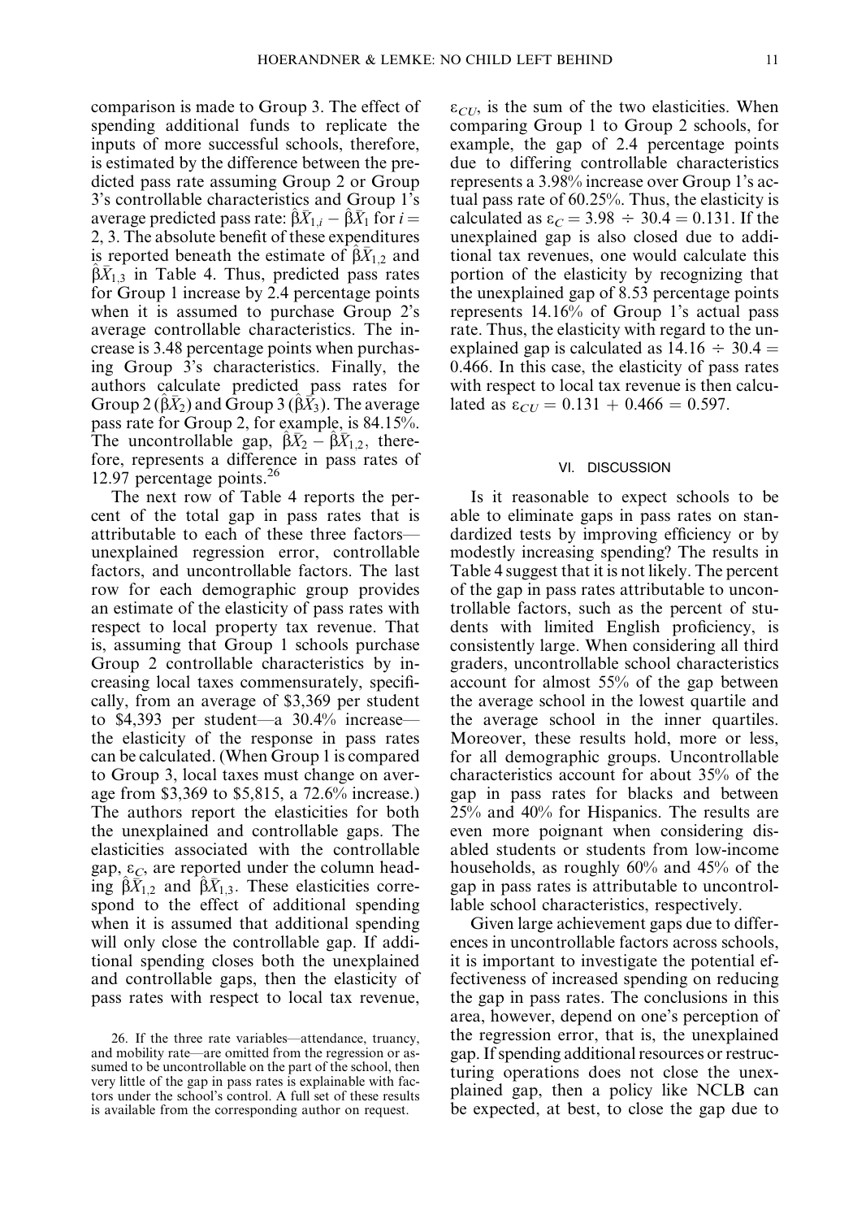comparison is made to Group 3. The effect of spending additional funds to replicate the inputs of more successful schools, therefore, is estimated by the difference between the predicted pass rate assuming Group 2 or Group 3's controllable characteristics and Group 1's average predicted pass rate: $\hat{\beta}\bar{X}_{1,i} - \hat{\beta}\bar{X}_1$ for $i = 2, 3$. The absolute benefit of these expenditures is reported beneath the estimate of $\hat{\beta}\bar{X}_{1,2}$ and $\hat{\beta}\bar{X}_{1,3}$ in Table 4. Thus, predicted pass rates for Group 1 increase by 2.4 percentage points when it is assumed to purchase Group 2's average controllable characteristics. The increase is 3.48 percentage points when purchasing Group 3's characteristics. Finally, the authors calculate predicted pass rates for Group 2 ($\hat{\beta}\bar{X}_2$) and Group 3 ($\hat{\beta}\bar{X}_3$). The average pass rate for Group 2, for example, is 84.15%. The uncontrollable gap, $\hat{\beta}\bar{X}_2 - \hat{\beta}\bar{X}_{1,2}$, therefore, represents a difference in pass rates of 12.97 percentage points.[26]

The next row of Table 4 reports the percent of the total gap in pass rates that is attributable to each of these three factors—unexplained regression error, controllable factors, and uncontrollable factors. The last row for each demographic group provides an estimate of the elasticity of pass rates with respect to local property tax revenue. That is, assuming that Group 1 schools purchase Group 2 controllable characteristics by increasing local taxes commensurately, specifically, from an average of \$3,369 per student to \$4,393 per student—a 30.4% increase—the elasticity of the response in pass rates can be calculated. (When Group 1 is compared to Group 3, local taxes must change on average from \$3,369 to \$5,815, a 72.6% increase.) The authors report the elasticities for both the unexplained and controllable gaps. The elasticities associated with the controllable gap, $\varepsilon_C$, are reported under the column heading $\hat{\beta}\bar{X}_{1,2}$ and $\hat{\beta}\bar{X}_{1,3}$. These elasticities correspond to the effect of additional spending when it is assumed that additional spending will only close the controllable gap. If additional spending closes both the unexplained and controllable gaps, then the elasticity of pass rates with respect to local tax revenue, $\varepsilon_{CU}$, is the sum of the two elasticities. When comparing Group 1 to Group 2 schools, for example, the gap of 2.4 percentage points due to differing controllable characteristics represents a 3.98% increase over Group 1's actual pass rate of 60.25%. Thus, the elasticity is calculated as $\varepsilon_C = 3.98 \div 30.4 = 0.131$. If the unexplained gap is also closed due to additional tax revenues, one would calculate this portion of the elasticity by recognizing that the unexplained gap of 8.53 percentage points represents 14.16% of Group 1's actual pass rate. Thus, the elasticity with regard to the unexplained gap is calculated as $14.16 \div 30.4 = 0.466$. In this case, the elasticity of pass rates with respect to local tax revenue is then calculated as $\varepsilon_{CU} = 0.131 + 0.466 = 0.597$.

## VI. DISCUSSION

Is it reasonable to expect schools to be able to eliminate gaps in pass rates on standardized tests by improving efficiency or by modestly increasing spending? The results in Table 4 suggest that it is not likely. The percent of the gap in pass rates attributable to uncontrollable factors, such as the percent of students with limited English proficiency, is consistently large. When considering all third graders, uncontrollable school characteristics account for almost 55% of the gap between the average school in the lowest quartile and the average school in the inner quartiles. Moreover, these results hold, more or less, for all demographic groups. Uncontrollable characteristics account for about 35% of the gap in pass rates for blacks and between 25% and 40% for Hispanics. The results are even more poignant when considering disabled students or students from low-income households, as roughly 60% and 45% of the gap in pass rates is attributable to uncontrollable school characteristics, respectively.

Given large achievement gaps due to differences in uncontrollable factors across schools, it is important to investigate the potential effectiveness of increased spending on reducing the gap in pass rates. The conclusions in this area, however, depend on one's perception of the regression error, that is, the unexplained gap. If spending additional resources or restructuring operations does not close the unexplained gap, then a policy like NCLB can be expected, at best, to close the gap due to

26. If the three rate variables—attendance, truancy, and mobility rate—are omitted from the regression or assumed to be uncontrollable on the part of the school, then very little of the gap in pass rates is explainable with factors under the school's control. A full set of these results is available from the corresponding author on request.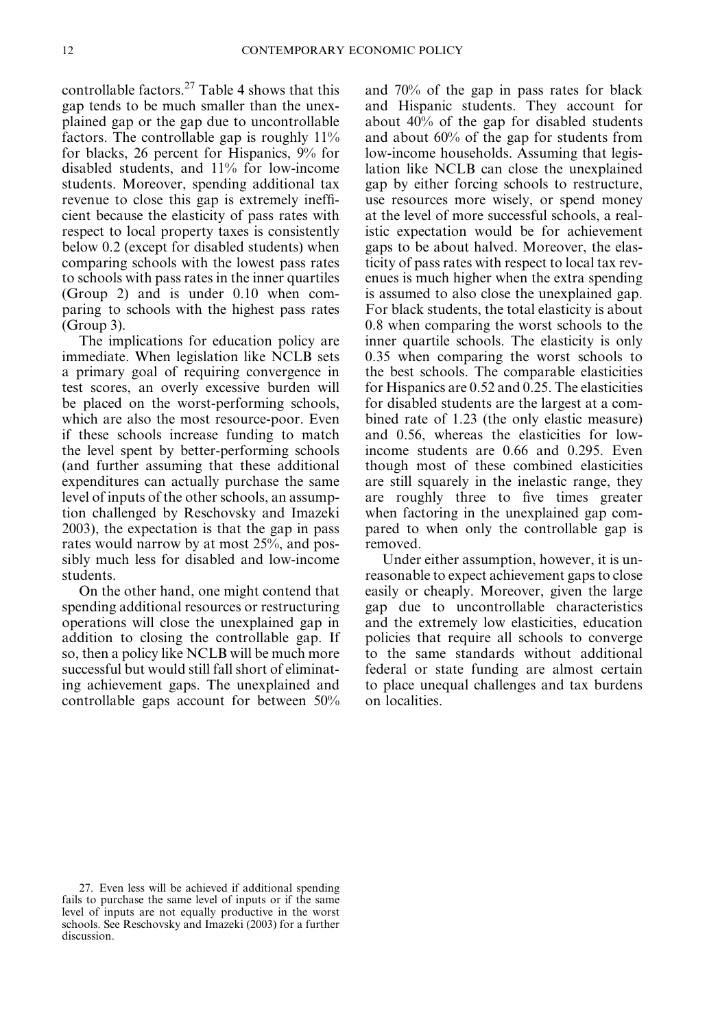controllable factors.[27] Table 4 shows that this gap tends to be much smaller than the unexplained gap or the gap due to uncontrollable factors. The controllable gap is roughly 11% for blacks, 26 percent for Hispanics, 9% for disabled students, and 11% for low-income students. Moreover, spending additional tax revenue to close this gap is extremely inefficient because the elasticity of pass rates with respect to local property taxes is consistently below 0.2 (except for disabled students) when comparing schools with the lowest pass rates to schools with pass rates in the inner quartiles (Group 2) and is under 0.10 when comparing to schools with the highest pass rates (Group 3).

The implications for education policy are immediate. When legislation like NCLB sets a primary goal of requiring convergence in test scores, an overly excessive burden will be placed on the worst-performing schools, which are also the most resource-poor. Even if these schools increase funding to match the level spent by better-performing schools (and further assuming that these additional expenditures can actually purchase the same level of inputs of the other schools, an assumption challenged by Reschovsky and Imazeki 2003), the expectation is that the gap in pass rates would narrow by at most 25%, and possibly much less for disabled and low-income students.

On the other hand, one might contend that spending additional resources or restructuring operations will close the unexplained gap in addition to closing the controllable gap. If so, then a policy like NCLB will be much more successful but would still fall short of eliminating achievement gaps. The unexplained and controllable gaps account for between 50% and 70% of the gap in pass rates for black and Hispanic students. They account for about 40% of the gap for disabled students and about 60% of the gap for students from low-income households. Assuming that legislation like NCLB can close the unexplained gap by either forcing schools to restructure, use resources more wisely, or spend money at the level of more successful schools, a realistic expectation would be for achievement gaps to be about halved. Moreover, the elasticity of pass rates with respect to local tax revenues is much higher when the extra spending is assumed to also close the unexplained gap. For black students, the total elasticity is about 0.8 when comparing the worst schools to the inner quartile schools. The elasticity is only 0.35 when comparing the worst schools to the best schools. The comparable elasticities for Hispanics are 0.52 and 0.25. The elasticities for disabled students are the largest at a combined rate of 1.23 (the only elastic measure) and 0.56, whereas the elasticities for low-income students are 0.66 and 0.295. Even though most of these combined elasticities are still squarely in the inelastic range, they are roughly three to five times greater when factoring in the unexplained gap compared to when only the controllable gap is removed.

Under either assumption, however, it is unreasonable to expect achievement gaps to close easily or cheaply. Moreover, given the large gap due to uncontrollable characteristics and the extremely low elasticities, education policies that require all schools to converge to the same standards without additional federal or state funding are almost certain to place unequal challenges and tax burdens on localities.

27. Even less will be achieved if additional spending fails to purchase the same level of inputs or if the same level of inputs are not equally productive in the worst schools. See Reschovsky and Imazeki (2003) for a further discussion.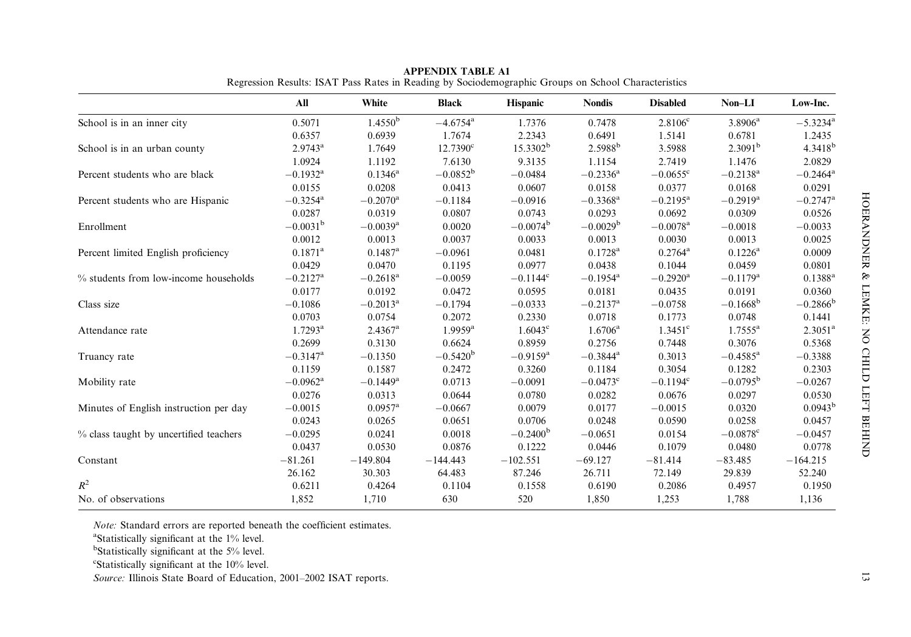**APPENDIX TABLE A1**

Regression Results: ISAT Pass Rates in Reading by Sociodemographic Groups on School Characteristics

| | All | White | Black | Hispanic | Nondis | Disabled | Non–LI | Low-Inc. |
|---|---|---|---|---|---|---|---|---|
| School is in an inner city | 0.5071 | 1.4550[b] | −4.6754[a] | 1.7376 | 0.7478 | 2.8106[c] | 3.8906[a] | −5.3234[a] |
| | 0.6357 | 0.6939 | 1.7674 | 2.2343 | 0.6491 | 1.5141 | 0.6781 | 1.2435 |
| School is in an urban county | 2.9743[a] | 1.7649 | 12.7390[c] | 15.3302[b] | 2.5988[b] | 3.5988 | 2.3091[b] | 4.3418[b] |
| | 1.0924 | 1.1192 | 7.6130 | 9.3135 | 1.1154 | 2.7419 | 1.1476 | 2.0829 |
| Percent students who are black | −0.1932[a] | 0.1346[a] | −0.0852[b] | −0.0484 | −0.2336[a] | −0.0655[c] | −0.2138[a] | −0.2464[a] |
| | 0.0155 | 0.0208 | 0.0413 | 0.0607 | 0.0158 | 0.0377 | 0.0168 | 0.0291 |
| Percent students who are Hispanic | −0.3254[a] | −0.2070[a] | −0.1184 | −0.0916 | −0.3368[a] | −0.2195[a] | −0.2919[a] | −0.2747[a] |
| | 0.0287 | 0.0319 | 0.0807 | 0.0743 | 0.0293 | 0.0692 | 0.0309 | 0.0526 |
| Enrollment | −0.0031[b] | −0.0039[a] | 0.0020 | −0.0074[b] | −0.0029[b] | −0.0078[a] | −0.0018 | −0.0033 |
| | 0.0012 | 0.0013 | 0.0037 | 0.0033 | 0.0013 | 0.0030 | 0.0013 | 0.0025 |
| Percent limited English proficiency | 0.1871[a] | 0.1487[a] | −0.0961 | 0.0481 | 0.1728[a] | 0.2764[a] | 0.1226[a] | 0.0009 |
| | 0.0429 | 0.0470 | 0.1195 | 0.0977 | 0.0438 | 0.1044 | 0.0459 | 0.0801 |
| % students from low-income households | −0.2127[a] | −0.2618[a] | −0.0059 | −0.1144[c] | −0.1954[a] | −0.2920[a] | −0.1179[a] | 0.1388[a] |
| | 0.0177 | 0.0192 | 0.0472 | 0.0595 | 0.0181 | 0.0435 | 0.0191 | 0.0360 |
| Class size | −0.1086 | −0.2013[a] | −0.1794 | −0.0333 | −0.2137[a] | −0.0758 | −0.1668[b] | −0.2866[b] |
| | 0.0703 | 0.0754 | 0.2072 | 0.2330 | 0.0718 | 0.1773 | 0.0748 | 0.1441 |
| Attendance rate | 1.7293[a] | 2.4367[a] | 1.9959[a] | 1.6043[c] | 1.6706[a] | 1.3451[c] | 1.7555[a] | 2.3051[a] |
| | 0.2699 | 0.3130 | 0.6624 | 0.8959 | 0.2756 | 0.7448 | 0.3076 | 0.5368 |
| Truancy rate | −0.3147[a] | −0.1350 | −0.5420[b] | −0.9159[a] | −0.3844[a] | 0.3013 | −0.4585[a] | −0.3388 |
| | 0.1159 | 0.1587 | 0.2472 | 0.3260 | 0.1184 | 0.3054 | 0.1282 | 0.2303 |
| Mobility rate | −0.0962[a] | −0.1449[a] | 0.0713 | −0.0091 | −0.0473[c] | −0.1194[c] | −0.0795[b] | −0.0267 |
| | 0.0276 | 0.0313 | 0.0644 | 0.0780 | 0.0282 | 0.0676 | 0.0297 | 0.0530 |
| Minutes of English instruction per day | −0.0015 | 0.0957[a] | −0.0667 | 0.0079 | 0.0177 | −0.0015 | 0.0320 | 0.0943[b] |
| | 0.0243 | 0.0265 | 0.0651 | 0.0706 | 0.0248 | 0.0590 | 0.0258 | 0.0457 |
| % class taught by uncertified teachers | −0.0295 | 0.0241 | 0.0018 | −0.2400[b] | −0.0651 | 0.0154 | −0.0878[c] | −0.0457 |
| | 0.0437 | 0.0530 | 0.0876 | 0.1222 | 0.0446 | 0.1079 | 0.0480 | 0.0778 |
| Constant | −81.261 | −149.804 | −144.443 | −102.551 | −69.127 | −81.414 | −83.485 | −164.215 |
| | 26.162 | 30.303 | 64.483 | 87.246 | 26.711 | 72.149 | 29.839 | 52.240 |
| $R^2$ | 0.6211 | 0.4264 | 0.1104 | 0.1558 | 0.6190 | 0.2086 | 0.4957 | 0.1950 |
| No. of observations | 1,852 | 1,710 | 630 | 520 | 1,850 | 1,253 | 1,788 | 1,136 |

*Note:* Standard errors are reported beneath the coefficient estimates.

[a]Statistically significant at the 1% level.

[b]Statistically significant at the 5% level.

[c]Statistically significant at the 10% level.

*Source:* Illinois State Board of Education, 2001–2002 ISAT reports.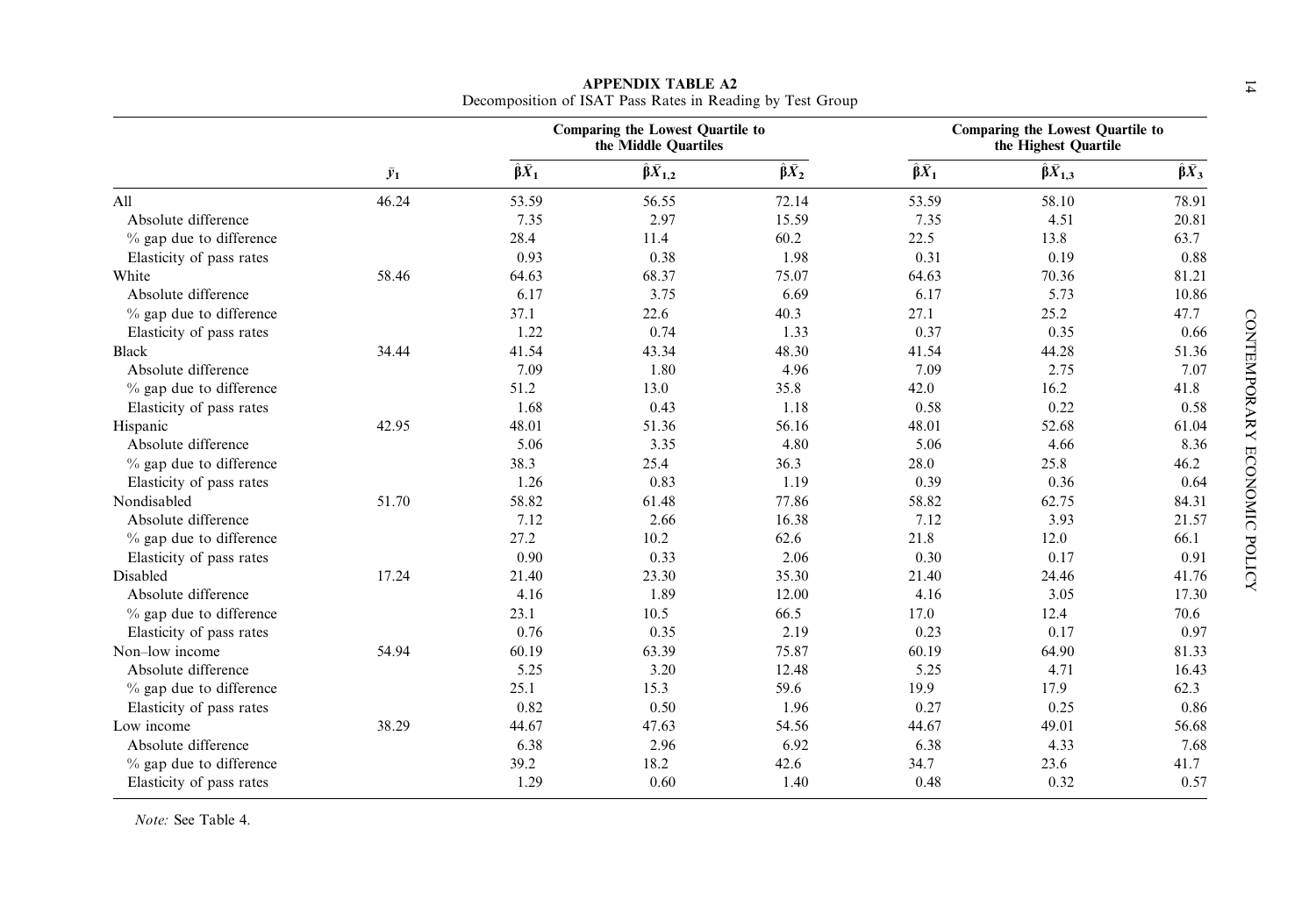**APPENDIX TABLE A2**
Decomposition of ISAT Pass Rates in Reading by Test Group

| | $\bar{y}_1$ | Comparing the Lowest Quartile to the Middle Quartiles | | | Comparing the Lowest Quartile to the Highest Quartile | | |
|---|---|---|---|---|---|---|---|
| | | $\hat{\beta}\bar{X}_1$ | $\hat{\beta}\bar{X}_{1,2}$ | $\hat{\beta}\bar{X}_2$ | $\hat{\beta}\bar{X}_1$ | $\hat{\beta}\bar{X}_{1,3}$ | $\hat{\beta}\bar{X}_3$ |
| All | 46.24 | 53.59 | 56.55 | 72.14 | 53.59 | 58.10 | 78.91 |
| Absolute difference | | 7.35 | 2.97 | 15.59 | 7.35 | 4.51 | 20.81 |
| % gap due to difference | | 28.4 | 11.4 | 60.2 | 22.5 | 13.8 | 63.7 |
| Elasticity of pass rates | | 0.93 | 0.38 | 1.98 | 0.31 | 0.19 | 0.88 |
| White | 58.46 | 64.63 | 68.37 | 75.07 | 64.63 | 70.36 | 81.21 |
| Absolute difference | | 6.17 | 3.75 | 6.69 | 6.17 | 5.73 | 10.86 |
| % gap due to difference | | 37.1 | 22.6 | 40.3 | 27.1 | 25.2 | 47.7 |
| Elasticity of pass rates | | 1.22 | 0.74 | 1.33 | 0.37 | 0.35 | 0.66 |
| Black | 34.44 | 41.54 | 43.34 | 48.30 | 41.54 | 44.28 | 51.36 |
| Absolute difference | | 7.09 | 1.80 | 4.96 | 7.09 | 2.75 | 7.07 |
| % gap due to difference | | 51.2 | 13.0 | 35.8 | 42.0 | 16.2 | 41.8 |
| Elasticity of pass rates | | 1.68 | 0.43 | 1.18 | 0.58 | 0.22 | 0.58 |
| Hispanic | 42.95 | 48.01 | 51.36 | 56.16 | 48.01 | 52.68 | 61.04 |
| Absolute difference | | 5.06 | 3.35 | 4.80 | 5.06 | 4.66 | 8.36 |
| % gap due to difference | | 38.3 | 25.4 | 36.3 | 28.0 | 25.8 | 46.2 |
| Elasticity of pass rates | | 1.26 | 0.83 | 1.19 | 0.39 | 0.36 | 0.64 |
| Nondisabled | 51.70 | 58.82 | 61.48 | 77.86 | 58.82 | 62.75 | 84.31 |
| Absolute difference | | 7.12 | 2.66 | 16.38 | 7.12 | 3.93 | 21.57 |
| % gap due to difference | | 27.2 | 10.2 | 62.6 | 21.8 | 12.0 | 66.1 |
| Elasticity of pass rates | | 0.90 | 0.33 | 2.06 | 0.30 | 0.17 | 0.91 |
| Disabled | 17.24 | 21.40 | 23.30 | 35.30 | 21.40 | 24.46 | 41.76 |
| Absolute difference | | 4.16 | 1.89 | 12.00 | 4.16 | 3.05 | 17.30 |
| % gap due to difference | | 23.1 | 10.5 | 66.5 | 17.0 | 12.4 | 70.6 |
| Elasticity of pass rates | | 0.76 | 0.35 | 2.19 | 0.23 | 0.17 | 0.97 |
| Non–low income | 54.94 | 60.19 | 63.39 | 75.87 | 60.19 | 64.90 | 81.33 |
| Absolute difference | | 5.25 | 3.20 | 12.48 | 5.25 | 4.71 | 16.43 |
| % gap due to difference | | 25.1 | 15.3 | 59.6 | 19.9 | 17.9 | 62.3 |
| Elasticity of pass rates | | 0.82 | 0.50 | 1.96 | 0.27 | 0.25 | 0.86 |
| Low income | 38.29 | 44.67 | 47.63 | 54.56 | 44.67 | 49.01 | 56.68 |
| Absolute difference | | 6.38 | 2.96 | 6.92 | 6.38 | 4.33 | 7.68 |
| % gap due to difference | | 39.2 | 18.2 | 42.6 | 34.7 | 23.6 | 41.7 |
| Elasticity of pass rates | | 1.29 | 0.60 | 1.40 | 0.48 | 0.32 | 0.57 |

*Note:* See Table 4.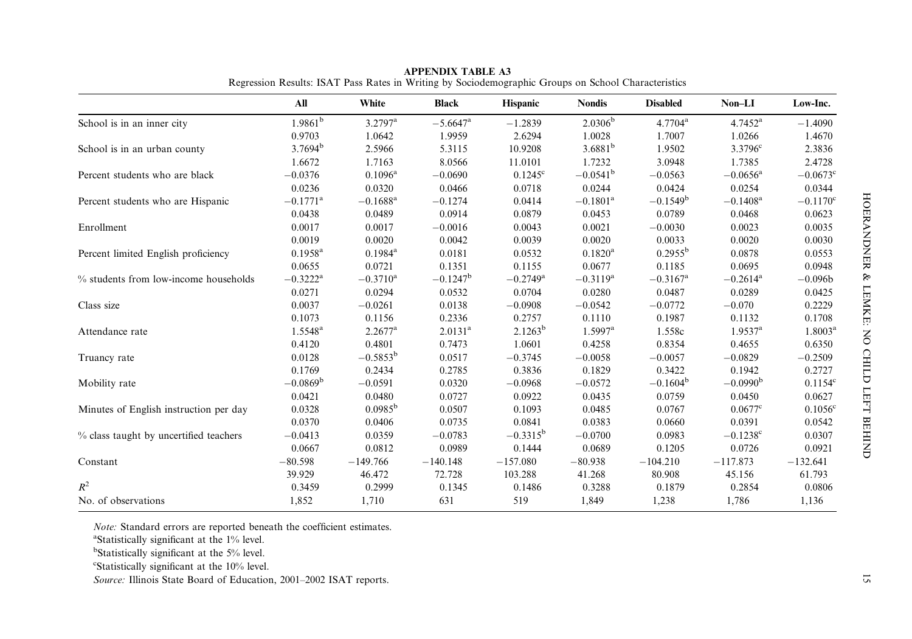**APPENDIX TABLE A3**

Regression Results: ISAT Pass Rates in Writing by Sociodemographic Groups on School Characteristics

| | All | White | Black | Hispanic | Nondis | Disabled | Non–LI | Low-Inc. |
|---|---|---|---|---|---|---|---|---|
| School is in an inner city | 1.9861[b] | 3.2797[a] | −5.6647[a] | −1.2839 | 2.0306[b] | 4.7704[a] | 4.7452[a] | −1.4090 |
| | 0.9703 | 1.0642 | 1.9959 | 2.6294 | 1.0028 | 1.7007 | 1.0266 | 1.4670 |
| School is in an urban county | 3.7694[b] | 2.5966 | 5.3115 | 10.9208 | 3.6881[b] | 1.9502 | 3.3796[c] | 2.3836 |
| | 1.6672 | 1.7163 | 8.0566 | 11.0101 | 1.7232 | 3.0948 | 1.7385 | 2.4728 |
| Percent students who are black | −0.0376 | 0.1096[a] | −0.0690 | 0.1245[c] | −0.0541[b] | −0.0563 | −0.0656[a] | −0.0673[c] |
| | 0.0236 | 0.0320 | 0.0466 | 0.0718 | 0.0244 | 0.0424 | 0.0254 | 0.0344 |
| Percent students who are Hispanic | −0.1771[a] | −0.1688[a] | −0.1274 | 0.0414 | −0.1801[a] | −0.1549[b] | −0.1408[a] | −0.1170[c] |
| | 0.0438 | 0.0489 | 0.0914 | 0.0879 | 0.0453 | 0.0789 | 0.0468 | 0.0623 |
| Enrollment | 0.0017 | 0.0017 | −0.0016 | 0.0043 | 0.0021 | −0.0030 | 0.0023 | 0.0035 |
| | 0.0019 | 0.0020 | 0.0042 | 0.0039 | 0.0020 | 0.0033 | 0.0020 | 0.0030 |
| Percent limited English proficiency | 0.1958[a] | 0.1984[a] | 0.0181 | 0.0532 | 0.1820[a] | 0.2955[b] | 0.0878 | 0.0553 |
| | 0.0655 | 0.0721 | 0.1351 | 0.1155 | 0.0677 | 0.1185 | 0.0695 | 0.0948 |
| % students from low-income households | −0.3222[a] | −0.3710[a] | −0.1247[b] | −0.2749[a] | −0.3119[a] | −0.3167[a] | −0.2614[a] | −0.096b |
| | 0.0271 | 0.0294 | 0.0532 | 0.0704 | 0.0280 | 0.0487 | 0.0289 | 0.0425 |
| Class size | 0.0037 | −0.0261 | 0.0138 | −0.0908 | −0.0542 | −0.0772 | −0.070 | 0.2229 |
| | 0.1073 | 0.1156 | 0.2336 | 0.2757 | 0.1110 | 0.1987 | 0.1132 | 0.1708 |
| Attendance rate | 1.5548[a] | 2.2677[a] | 2.0131[a] | 2.1263[b] | 1.5997[a] | 1.558c | 1.9537[a] | 1.8003[a] |
| | 0.4120 | 0.4801 | 0.7473 | 1.0601 | 0.4258 | 0.8354 | 0.4655 | 0.6350 |
| Truancy rate | 0.0128 | −0.5853[b] | 0.0517 | −0.3745 | −0.0058 | −0.0057 | −0.0829 | −0.2509 |
| | 0.1769 | 0.2434 | 0.2785 | 0.3836 | 0.1829 | 0.3422 | 0.1942 | 0.2727 |
| Mobility rate | −0.0869[b] | −0.0591 | 0.0320 | −0.0968 | −0.0572 | −0.1604[b] | −0.0990[b] | 0.1154[c] |
| | 0.0421 | 0.0480 | 0.0727 | 0.0922 | 0.0435 | 0.0759 | 0.0450 | 0.0627 |
| Minutes of English instruction per day | 0.0328 | 0.0985[b] | 0.0507 | 0.1093 | 0.0485 | 0.0767 | 0.0677[c] | 0.1056[c] |
| | 0.0370 | 0.0406 | 0.0735 | 0.0841 | 0.0383 | 0.0660 | 0.0391 | 0.0542 |
| % class taught by uncertified teachers | −0.0413 | 0.0359 | −0.0783 | −0.3315[b] | −0.0700 | 0.0983 | −0.1238[c] | 0.0307 |
| | 0.0667 | 0.0812 | 0.0989 | 0.1444 | 0.0689 | 0.1205 | 0.0726 | 0.0921 |
| Constant | −80.598 | −149.766 | −140.148 | −157.080 | −80.938 | −104.210 | −117.873 | −132.641 |
| | 39.929 | 46.472 | 72.728 | 103.288 | 41.268 | 80.908 | 45.156 | 61.793 |
| $R^2$ | 0.3459 | 0.2999 | 0.1345 | 0.1486 | 0.3288 | 0.1879 | 0.2854 | 0.0806 |
| No. of observations | 1,852 | 1,710 | 631 | 519 | 1,849 | 1,238 | 1,786 | 1,136 |

*Note:* Standard errors are reported beneath the coefficient estimates.

[a]Statistically significant at the 1% level.

[b]Statistically significant at the 5% level.

[c]Statistically significant at the 10% level.

*Source:* Illinois State Board of Education, 2001–2002 ISAT reports.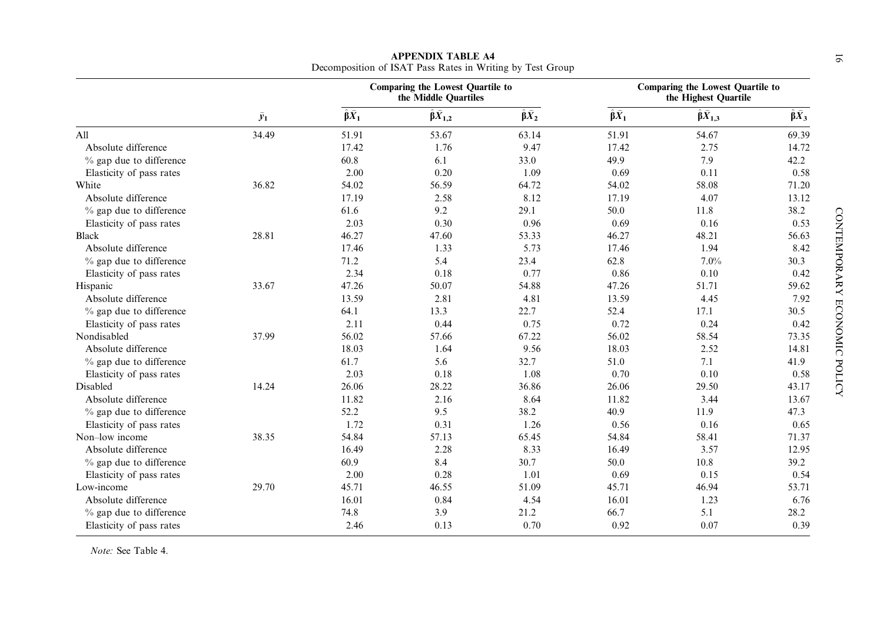**APPENDIX TABLE A4**
Decomposition of ISAT Pass Rates in Writing by Test Group

| | $\bar{y}_1$ | Comparing the Lowest Quartile to the Middle Quartiles | | | Comparing the Lowest Quartile to the Highest Quartile | | |
|---|---|---|---|---|---|---|---|
| | | $\hat{\beta}\bar{X}_1$ | $\hat{\beta}\bar{X}_{1,2}$ | $\hat{\beta}\bar{X}_2$ | $\hat{\beta}\bar{X}_1$ | $\hat{\beta}\bar{X}_{1,3}$ | $\hat{\beta}\bar{X}_3$ |
| All | 34.49 | 51.91 | 53.67 | 63.14 | 51.91 | 54.67 | 69.39 |
| Absolute difference | | 17.42 | 1.76 | 9.47 | 17.42 | 2.75 | 14.72 |
| % gap due to difference | | 60.8 | 6.1 | 33.0 | 49.9 | 7.9 | 42.2 |
| Elasticity of pass rates | | 2.00 | 0.20 | 1.09 | 0.69 | 0.11 | 0.58 |
| White | 36.82 | 54.02 | 56.59 | 64.72 | 54.02 | 58.08 | 71.20 |
| Absolute difference | | 17.19 | 2.58 | 8.12 | 17.19 | 4.07 | 13.12 |
| % gap due to difference | | 61.6 | 9.2 | 29.1 | 50.0 | 11.8 | 38.2 |
| Elasticity of pass rates | | 2.03 | 0.30 | 0.96 | 0.69 | 0.16 | 0.53 |
| Black | 28.81 | 46.27 | 47.60 | 53.33 | 46.27 | 48.21 | 56.63 |
| Absolute difference | | 17.46 | 1.33 | 5.73 | 17.46 | 1.94 | 8.42 |
| % gap due to difference | | 71.2 | 5.4 | 23.4 | 62.8 | 7.0% | 30.3 |
| Elasticity of pass rates | | 2.34 | 0.18 | 0.77 | 0.86 | 0.10 | 0.42 |
| Hispanic | 33.67 | 47.26 | 50.07 | 54.88 | 47.26 | 51.71 | 59.62 |
| Absolute difference | | 13.59 | 2.81 | 4.81 | 13.59 | 4.45 | 7.92 |
| % gap due to difference | | 64.1 | 13.3 | 22.7 | 52.4 | 17.1 | 30.5 |
| Elasticity of pass rates | | 2.11 | 0.44 | 0.75 | 0.72 | 0.24 | 0.42 |
| Nondisabled | 37.99 | 56.02 | 57.66 | 67.22 | 56.02 | 58.54 | 73.35 |
| Absolute difference | | 18.03 | 1.64 | 9.56 | 18.03 | 2.52 | 14.81 |
| % gap due to difference | | 61.7 | 5.6 | 32.7 | 51.0 | 7.1 | 41.9 |
| Elasticity of pass rates | | 2.03 | 0.18 | 1.08 | 0.70 | 0.10 | 0.58 |
| Disabled | 14.24 | 26.06 | 28.22 | 36.86 | 26.06 | 29.50 | 43.17 |
| Absolute difference | | 11.82 | 2.16 | 8.64 | 11.82 | 3.44 | 13.67 |
| % gap due to difference | | 52.2 | 9.5 | 38.2 | 40.9 | 11.9 | 47.3 |
| Elasticity of pass rates | | 1.72 | 0.31 | 1.26 | 0.56 | 0.16 | 0.65 |
| Non–low income | 38.35 | 54.84 | 57.13 | 65.45 | 54.84 | 58.41 | 71.37 |
| Absolute difference | | 16.49 | 2.28 | 8.33 | 16.49 | 3.57 | 12.95 |
| % gap due to difference | | 60.9 | 8.4 | 30.7 | 50.0 | 10.8 | 39.2 |
| Elasticity of pass rates | | 2.00 | 0.28 | 1.01 | 0.69 | 0.15 | 0.54 |
| Low-income | 29.70 | 45.71 | 46.55 | 51.09 | 45.71 | 46.94 | 53.71 |
| Absolute difference | | 16.01 | 0.84 | 4.54 | 16.01 | 1.23 | 6.76 |
| % gap due to difference | | 74.8 | 3.9 | 21.2 | 66.7 | 5.1 | 28.2 |
| Elasticity of pass rates | | 2.46 | 0.13 | 0.70 | 0.92 | 0.07 | 0.39 |

*Note:* See Table 4.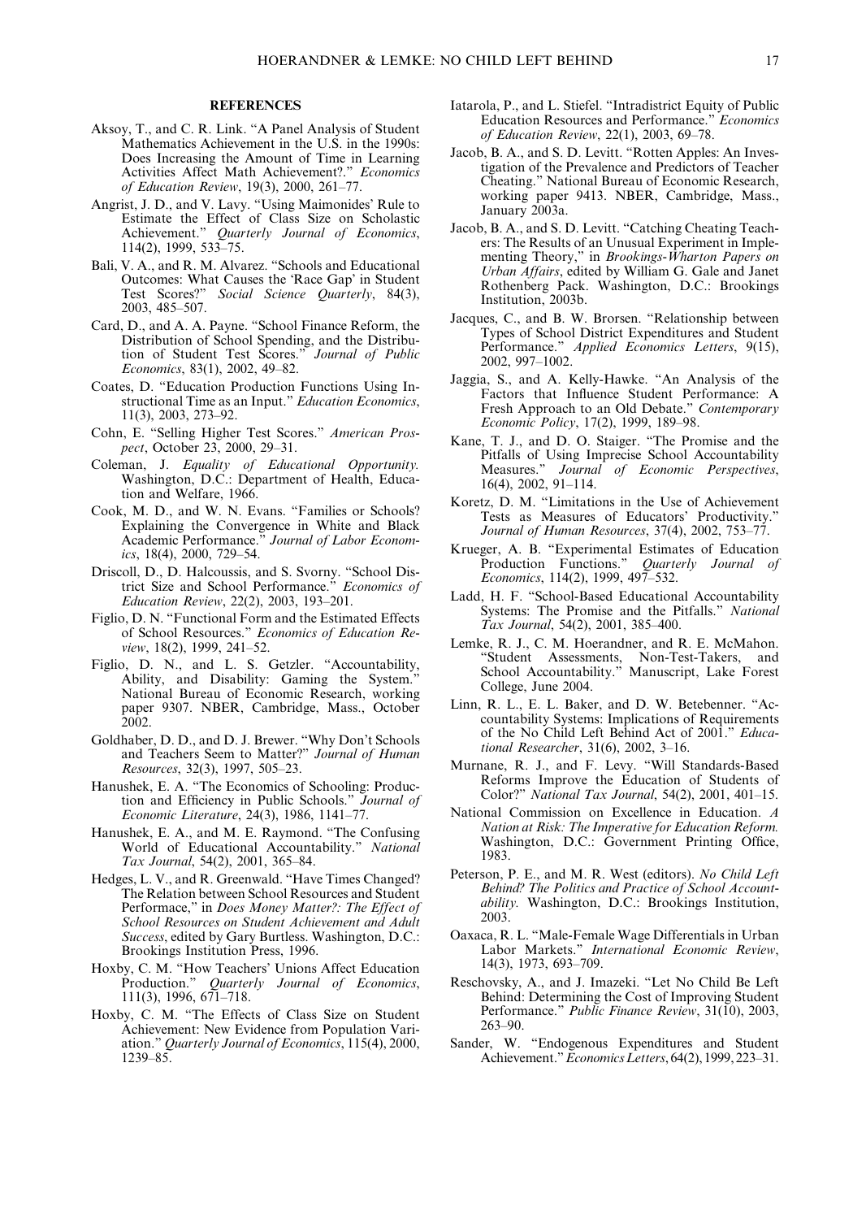## REFERENCES

Aksoy, T., and C. R. Link. "A Panel Analysis of Student Mathematics Achievement in the U.S. in the 1990s: Does Increasing the Amount of Time in Learning Activities Affect Math Achievement?." *Economics of Education Review*, 19(3), 2000, 261–77.

Angrist, J. D., and V. Lavy. "Using Maimonides' Rule to Estimate the Effect of Class Size on Scholastic Achievement." *Quarterly Journal of Economics*, 114(2), 1999, 533–75.

Bali, V. A., and R. M. Alvarez. "Schools and Educational Outcomes: What Causes the 'Race Gap' in Student Test Scores?" *Social Science Quarterly*, 84(3), 2003, 485–507.

Card, D., and A. A. Payne. "School Finance Reform, the Distribution of School Spending, and the Distribution of Student Test Scores." *Journal of Public Economics*, 83(1), 2002, 49–82.

Coates, D. "Education Production Functions Using Instructional Time as an Input." *Education Economics*, 11(3), 2003, 273–92.

Cohn, E. "Selling Higher Test Scores." *American Prospect*, October 23, 2000, 29–31.

Coleman, J. *Equality of Educational Opportunity.* Washington, D.C.: Department of Health, Education and Welfare, 1966.

Cook, M. D., and W. N. Evans. "Families or Schools? Explaining the Convergence in White and Black Academic Performance." *Journal of Labor Economics*, 18(4), 2000, 729–54.

Driscoll, D., D. Halcoussis, and S. Svorny. "School District Size and School Performance." *Economics of Education Review*, 22(2), 2003, 193–201.

Figlio, D. N. "Functional Form and the Estimated Effects of School Resources." *Economics of Education Review*, 18(2), 1999, 241–52.

Figlio, D. N., and L. S. Getzler. "Accountability, Ability, and Disability: Gaming the System." National Bureau of Economic Research, working paper 9307. NBER, Cambridge, Mass., October 2002.

Goldhaber, D. D., and D. J. Brewer. "Why Don't Schools and Teachers Seem to Matter?" *Journal of Human Resources*, 32(3), 1997, 505–23.

Hanushek, E. A. "The Economics of Schooling: Production and Efficiency in Public Schools." *Journal of Economic Literature*, 24(3), 1986, 1141–77.

Hanushek, E. A., and M. E. Raymond. "The Confusing World of Educational Accountability." *National Tax Journal*, 54(2), 2001, 365–84.

Hedges, L. V., and R. Greenwald. "Have Times Changed? The Relation between School Resources and Student Performace," in *Does Money Matter?: The Effect of School Resources on Student Achievement and Adult Success*, edited by Gary Burtless. Washington, D.C.: Brookings Institution Press, 1996.

Hoxby, C. M. "How Teachers' Unions Affect Education Production." *Quarterly Journal of Economics*, 111(3), 1996, 671–718.

Hoxby, C. M. "The Effects of Class Size on Student Achievement: New Evidence from Population Variation." *Quarterly Journal of Economics*, 115(4), 2000, 1239–85.

Iatarola, P., and L. Stiefel. "Intradistrict Equity of Public Education Resources and Performance." *Economics of Education Review*, 22(1), 2003, 69–78.

Jacob, B. A., and S. D. Levitt. "Rotten Apples: An Investigation of the Prevalence and Predictors of Teacher Cheating." National Bureau of Economic Research, working paper 9413. NBER, Cambridge, Mass., January 2003a.

Jacob, B. A., and S. D. Levitt. "Catching Cheating Teachers: The Results of an Unusual Experiment in Implementing Theory," in *Brookings-Wharton Papers on Urban Affairs*, edited by William G. Gale and Janet Rothenberg Pack. Washington, D.C.: Brookings Institution, 2003b.

Jacques, C., and B. W. Brorsen. "Relationship between Types of School District Expenditures and Student Performance." *Applied Economics Letters*, 9(15), 2002, 997–1002.

Jaggia, S., and A. Kelly-Hawke. "An Analysis of the Factors that Influence Student Performance: A Fresh Approach to an Old Debate." *Contemporary Economic Policy*, 17(2), 1999, 189–98.

Kane, T. J., and D. O. Staiger. "The Promise and the Pitfalls of Using Imprecise School Accountability Measures." *Journal of Economic Perspectives*, 16(4), 2002, 91–114.

Koretz, D. M. "Limitations in the Use of Achievement Tests as Measures of Educators' Productivity." *Journal of Human Resources*, 37(4), 2002, 753–77.

Krueger, A. B. "Experimental Estimates of Education Production Functions." *Quarterly Journal of Economics*, 114(2), 1999, 497–532.

Ladd, H. F. "School-Based Educational Accountability Systems: The Promise and the Pitfalls." *National Tax Journal*, 54(2), 2001, 385–400.

Lemke, R. J., C. M. Hoerandner, and R. E. McMahon. "Student Assessments, Non-Test-Takers, and School Accountability." Manuscript, Lake Forest College, June 2004.

Linn, R. L., E. L. Baker, and D. W. Betebenner. "Accountability Systems: Implications of Requirements of the No Child Left Behind Act of 2001." *Educational Researcher*, 31(6), 2002, 3–16.

Murnane, R. J., and F. Levy. "Will Standards-Based Reforms Improve the Education of Students of Color?" *National Tax Journal*, 54(2), 2001, 401–15.

National Commission on Excellence in Education. *A Nation at Risk: The Imperative for Education Reform.* Washington, D.C.: Government Printing Office, 1983.

Peterson, P. E., and M. R. West (editors). *No Child Left Behind? The Politics and Practice of School Accountability.* Washington, D.C.: Brookings Institution, 2003.

Oaxaca, R. L. "Male-Female Wage Differentials in Urban Labor Markets." *International Economic Review*, 14(3), 1973, 693–709.

Reschovsky, A., and J. Imazeki. "Let No Child Be Left Behind: Determining the Cost of Improving Student Performance." *Public Finance Review*, 31(10), 2003, 263–90.

Sander, W. "Endogenous Expenditures and Student Achievement." *Economics Letters*, 64(2), 1999, 223–31.